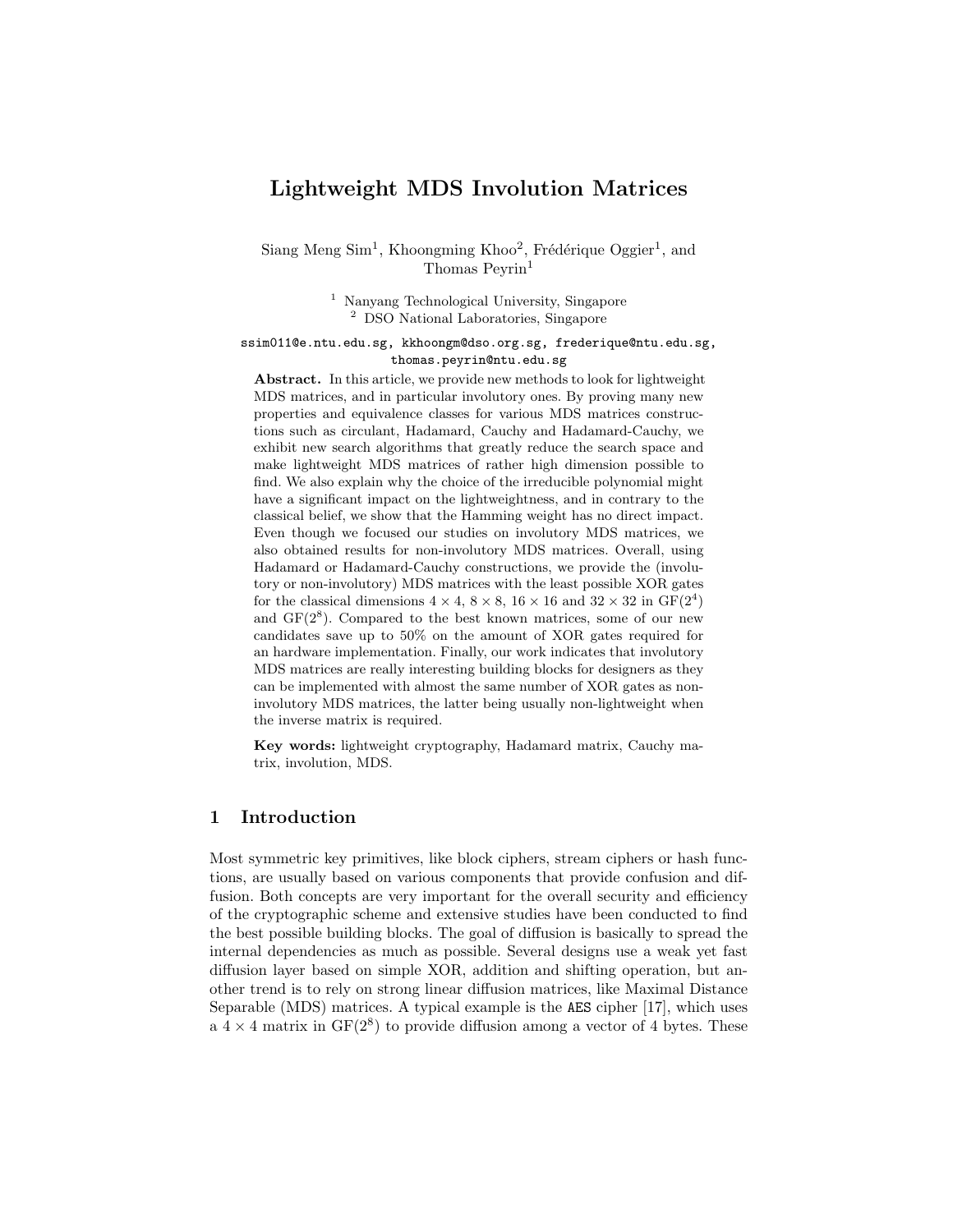# Lightweight MDS Involution Matrices

Siang Meng Sim[1], Khoongming Khoo[2], Frédérique Oggier[1], and Thomas Peyrin[1]

[1] Nanyang Technological University, Singapore
[2] DSO National Laboratories, Singapore

ssim011@e.ntu.edu.sg, kkhoongm@dso.org.sg, frederique@ntu.edu.sg, thomas.peyrin@ntu.edu.sg

**Abstract.** In this article, we provide new methods to look for lightweight MDS matrices, and in particular involutory ones. By proving many new properties and equivalence classes for various MDS matrices constructions such as circulant, Hadamard, Cauchy and Hadamard-Cauchy, we exhibit new search algorithms that greatly reduce the search space and make lightweight MDS matrices of rather high dimension possible to find. We also explain why the choice of the irreducible polynomial might have a significant impact on the lightweightness, and in contrary to the classical belief, we show that the Hamming weight has no direct impact. Even though we focused our studies on involutory MDS matrices, we also obtained results for non-involutory MDS matrices. Overall, using Hadamard or Hadamard-Cauchy constructions, we provide the (involutory or non-involutory) MDS matrices with the least possible XOR gates for the classical dimensions $4 \times 4$, $8 \times 8$, $16 \times 16$ and $32 \times 32$ in $\mathrm{GF}(2^4)$ and $\mathrm{GF}(2^8)$. Compared to the best known matrices, some of our new candidates save up to 50% on the amount of XOR gates required for an hardware implementation. Finally, our work indicates that involutory MDS matrices are really interesting building blocks for designers as they can be implemented with almost the same number of XOR gates as non-involutory MDS matrices, the latter being usually non-lightweight when the inverse matrix is required.

**Key words:** lightweight cryptography, Hadamard matrix, Cauchy matrix, involution, MDS.

## 1 Introduction

Most symmetric key primitives, like block ciphers, stream ciphers or hash functions, are usually based on various components that provide confusion and diffusion. Both concepts are very important for the overall security and efficiency of the cryptographic scheme and extensive studies have been conducted to find the best possible building blocks. The goal of diffusion is basically to spread the internal dependencies as much as possible. Several designs use a weak yet fast diffusion layer based on simple XOR, addition and shifting operation, but another trend is to rely on strong linear diffusion matrices, like Maximal Distance Separable (MDS) matrices. A typical example is the AES cipher [17], which uses a $4 \times 4$ matrix in $\mathrm{GF}(2^8)$ to provide diffusion among a vector of 4 bytes. These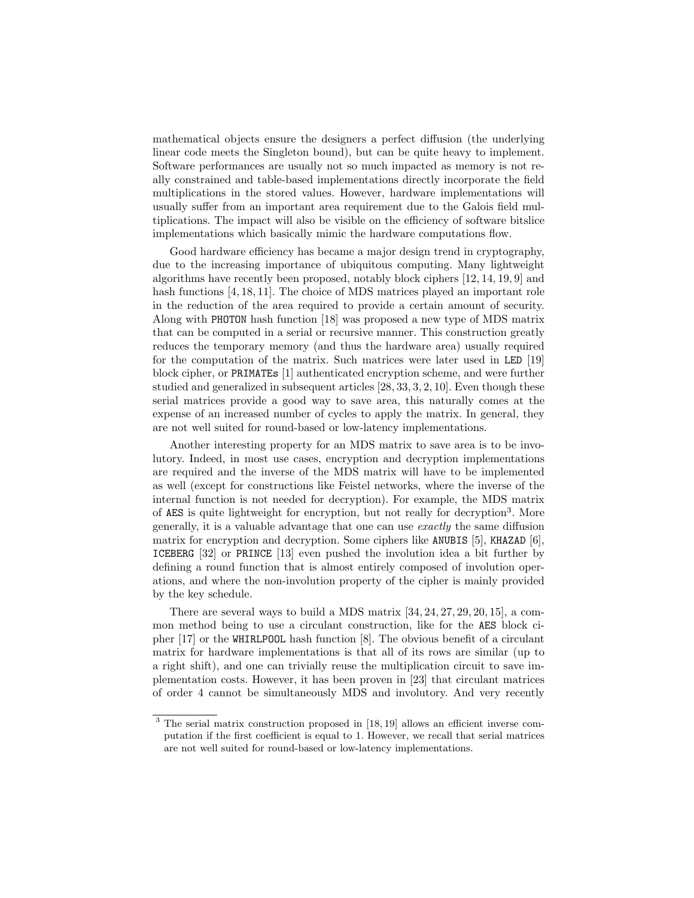mathematical objects ensure the designers a perfect diffusion (the underlying linear code meets the Singleton bound), but can be quite heavy to implement. Software performances are usually not so much impacted as memory is not really constrained and table-based implementations directly incorporate the field multiplications in the stored values. However, hardware implementations will usually suffer from an important area requirement due to the Galois field multiplications. The impact will also be visible on the efficiency of software bitslice implementations which basically mimic the hardware computations flow.

Good hardware efficiency has became a major design trend in cryptography, due to the increasing importance of ubiquitous computing. Many lightweight algorithms have recently been proposed, notably block ciphers [12, 14, 19, 9] and hash functions [4, 18, 11]. The choice of MDS matrices played an important role in the reduction of the area required to provide a certain amount of security. Along with PHOTON hash function [18] was proposed a new type of MDS matrix that can be computed in a serial or recursive manner. This construction greatly reduces the temporary memory (and thus the hardware area) usually required for the computation of the matrix. Such matrices were later used in LED [19] block cipher, or PRIMATEs [1] authenticated encryption scheme, and were further studied and generalized in subsequent articles [28, 33, 3, 2, 10]. Even though these serial matrices provide a good way to save area, this naturally comes at the expense of an increased number of cycles to apply the matrix. In general, they are not well suited for round-based or low-latency implementations.

Another interesting property for an MDS matrix to save area is to be involutory. Indeed, in most use cases, encryption and decryption implementations are required and the inverse of the MDS matrix will have to be implemented as well (except for constructions like Feistel networks, where the inverse of the internal function is not needed for decryption). For example, the MDS matrix of AES is quite lightweight for encryption, but not really for decryption[3]. More generally, it is a valuable advantage that one can use *exactly* the same diffusion matrix for encryption and decryption. Some ciphers like ANUBIS [5], KHAZAD [6], ICEBERG [32] or PRINCE [13] even pushed the involution idea a bit further by defining a round function that is almost entirely composed of involution operations, and where the non-involution property of the cipher is mainly provided by the key schedule.

There are several ways to build a MDS matrix [34, 24, 27, 29, 20, 15], a common method being to use a circulant construction, like for the AES block cipher [17] or the WHIRLPOOL hash function [8]. The obvious benefit of a circulant matrix for hardware implementations is that all of its rows are similar (up to a right shift), and one can trivially reuse the multiplication circuit to save implementation costs. However, it has been proven in [23] that circulant matrices of order 4 cannot be simultaneously MDS and involutory. And very recently

[3] The serial matrix construction proposed in [18, 19] allows an efficient inverse computation if the first coefficient is equal to 1. However, we recall that serial matrices are not well suited for round-based or low-latency implementations.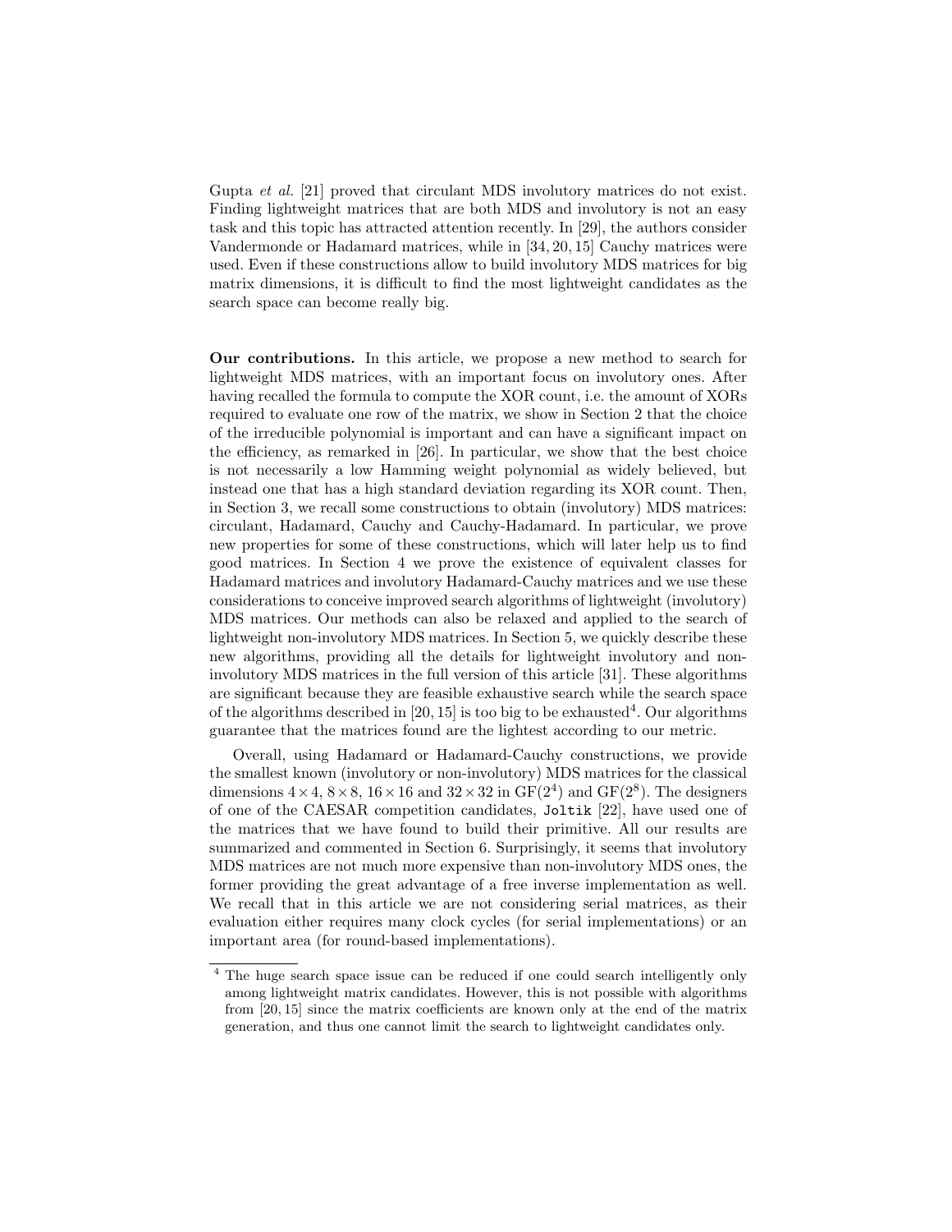Gupta *et al.* [21] proved that circulant MDS involutory matrices do not exist. Finding lightweight matrices that are both MDS and involutory is not an easy task and this topic has attracted attention recently. In [29], the authors consider Vandermonde or Hadamard matrices, while in [34, 20, 15] Cauchy matrices were used. Even if these constructions allow to build involutory MDS matrices for big matrix dimensions, it is difficult to find the most lightweight candidates as the search space can become really big.

**Our contributions.** In this article, we propose a new method to search for lightweight MDS matrices, with an important focus on involutory ones. After having recalled the formula to compute the XOR count, i.e. the amount of XORs required to evaluate one row of the matrix, we show in Section 2 that the choice of the irreducible polynomial is important and can have a significant impact on the efficiency, as remarked in [26]. In particular, we show that the best choice is not necessarily a low Hamming weight polynomial as widely believed, but instead one that has a high standard deviation regarding its XOR count. Then, in Section 3, we recall some constructions to obtain (involutory) MDS matrices: circulant, Hadamard, Cauchy and Cauchy-Hadamard. In particular, we prove new properties for some of these constructions, which will later help us to find good matrices. In Section 4 we prove the existence of equivalent classes for Hadamard matrices and involutory Hadamard-Cauchy matrices and we use these considerations to conceive improved search algorithms of lightweight (involutory) MDS matrices. Our methods can also be relaxed and applied to the search of lightweight non-involutory MDS matrices. In Section 5, we quickly describe these new algorithms, providing all the details for lightweight involutory and non-involutory MDS matrices in the full version of this article [31]. These algorithms are significant because they are feasible exhaustive search while the search space of the algorithms described in [20, 15] is too big to be exhausted[4]. Our algorithms guarantee that the matrices found are the lightest according to our metric.

Overall, using Hadamard or Hadamard-Cauchy constructions, we provide the smallest known (involutory or non-involutory) MDS matrices for the classical dimensions $4 \times 4$, $8 \times 8$, $16 \times 16$ and $32 \times 32$ in $\mathrm{GF}(2^4)$ and $\mathrm{GF}(2^8)$. The designers of one of the CAESAR competition candidates, `Joltik` [22], have used one of the matrices that we have found to build their primitive. All our results are summarized and commented in Section 6. Surprisingly, it seems that involutory MDS matrices are not much more expensive than non-involutory MDS ones, the former providing the great advantage of a free inverse implementation as well. We recall that in this article we are not considering serial matrices, as their evaluation either requires many clock cycles (for serial implementations) or an important area (for round-based implementations).

[4] The huge search space issue can be reduced if one could search intelligently only among lightweight matrix candidates. However, this is not possible with algorithms from [20, 15] since the matrix coefficients are known only at the end of the matrix generation, and thus one cannot limit the search to lightweight candidates only.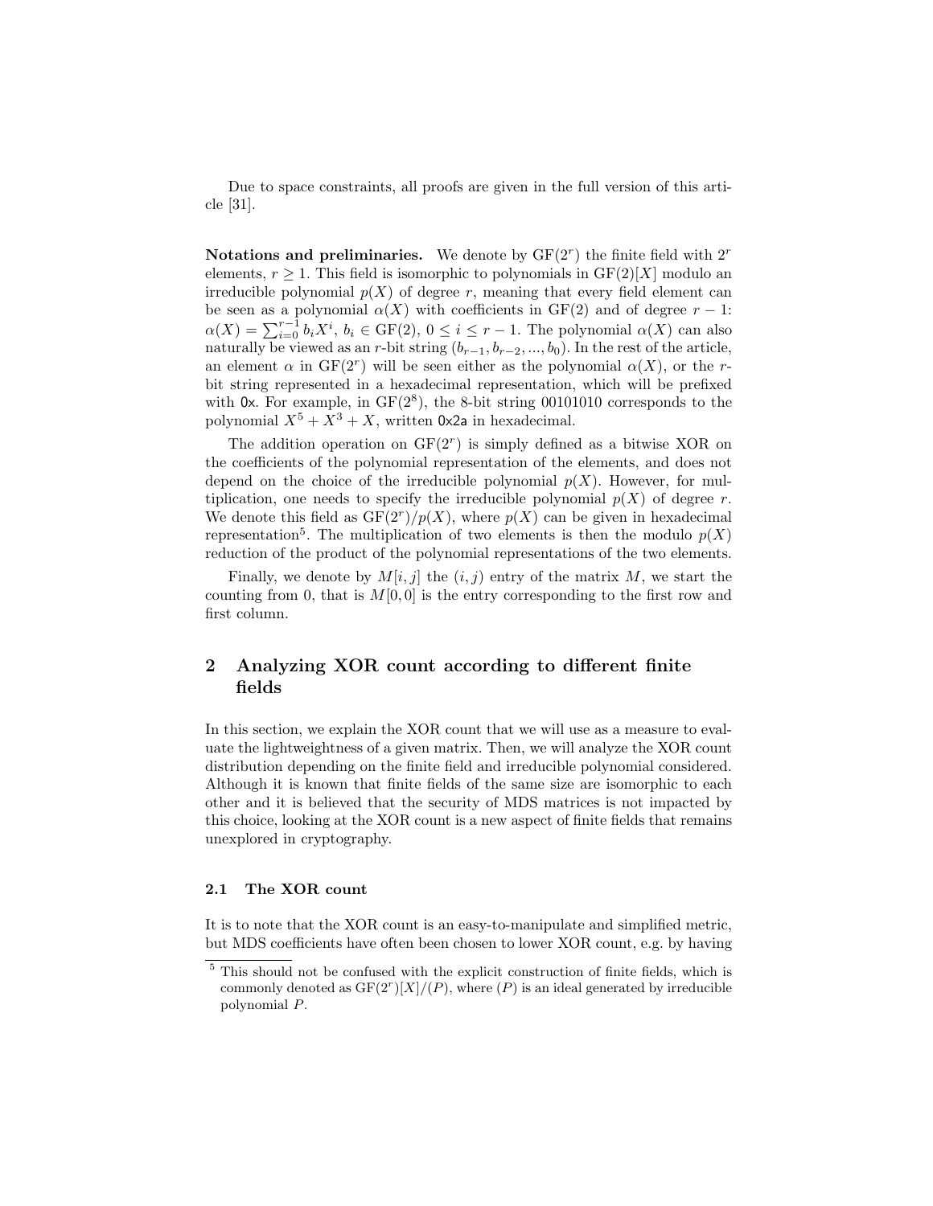Due to space constraints, all proofs are given in the full version of this article [31].

**Notations and preliminaries.** We denote by $\mathrm{GF}(2^r)$ the finite field with $2^r$ elements, $r \geq 1$. This field is isomorphic to polynomials in $\mathrm{GF}(2)[X]$ modulo an irreducible polynomial $p(X)$ of degree $r$, meaning that every field element can be seen as a polynomial $\alpha(X)$ with coefficients in $\mathrm{GF}(2)$ and of degree $r-1$: $\alpha(X) = \sum_{i=0}^{r-1} b_i X^i$, $b_i \in \mathrm{GF}(2)$, $0 \leq i \leq r-1$. The polynomial $\alpha(X)$ can also naturally be viewed as an $r$-bit string $(b_{r-1}, b_{r-2}, ..., b_0)$. In the rest of the article, an element $\alpha$ in $\mathrm{GF}(2^r)$ will be seen either as the polynomial $\alpha(X)$, or the $r$-bit string represented in a hexadecimal representation, which will be prefixed with 0x. For example, in $\mathrm{GF}(2^8)$, the 8-bit string 00101010 corresponds to the polynomial $X^5 + X^3 + X$, written 0x2a in hexadecimal.

The addition operation on $\mathrm{GF}(2^r)$ is simply defined as a bitwise XOR on the coefficients of the polynomial representation of the elements, and does not depend on the choice of the irreducible polynomial $p(X)$. However, for multiplication, one needs to specify the irreducible polynomial $p(X)$ of degree $r$. We denote this field as $\mathrm{GF}(2^r)/p(X)$, where $p(X)$ can be given in hexadecimal representation[5]. The multiplication of two elements is then the modulo $p(X)$ reduction of the product of the polynomial representations of the two elements.

Finally, we denote by $M[i,j]$ the $(i,j)$ entry of the matrix $M$, we start the counting from 0, that is $M[0,0]$ is the entry corresponding to the first row and first column.

## 2 Analyzing XOR count according to different finite fields

In this section, we explain the XOR count that we will use as a measure to evaluate the lightweightness of a given matrix. Then, we will analyze the XOR count distribution depending on the finite field and irreducible polynomial considered. Although it is known that finite fields of the same size are isomorphic to each other and it is believed that the security of MDS matrices is not impacted by this choice, looking at the XOR count is a new aspect of finite fields that remains unexplored in cryptography.

### 2.1 The XOR count

It is to note that the XOR count is an easy-to-manipulate and simplified metric, but MDS coefficients have often been chosen to lower XOR count, e.g. by having

[5] This should not be confused with the explicit construction of finite fields, which is commonly denoted as $\mathrm{GF}(2^r)[X]/(P)$, where $(P)$ is an ideal generated by irreducible polynomial $P$.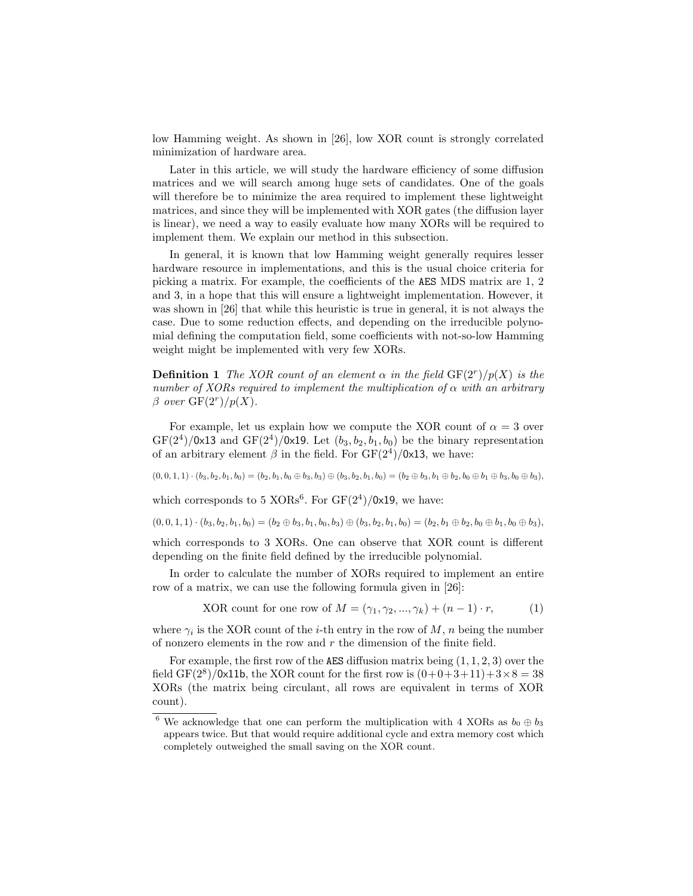low Hamming weight. As shown in [26], low XOR count is strongly correlated minimization of hardware area.

Later in this article, we will study the hardware efficiency of some diffusion matrices and we will search among huge sets of candidates. One of the goals will therefore be to minimize the area required to implement these lightweight matrices, and since they will be implemented with XOR gates (the diffusion layer is linear), we need a way to easily evaluate how many XORs will be required to implement them. We explain our method in this subsection.

In general, it is known that low Hamming weight generally requires lesser hardware resource in implementations, and this is the usual choice criteria for picking a matrix. For example, the coefficients of the AES MDS matrix are 1, 2 and 3, in a hope that this will ensure a lightweight implementation. However, it was shown in [26] that while this heuristic is true in general, it is not always the case. Due to some reduction effects, and depending on the irreducible polynomial defining the computation field, some coefficients with not-so-low Hamming weight might be implemented with very few XORs.

**Definition 1** *The XOR count of an element $\alpha$ in the field $\mathrm{GF}(2^r)/p(X)$ is the number of XORs required to implement the multiplication of $\alpha$ with an arbitrary $\beta$ over $\mathrm{GF}(2^r)/p(X)$.*

For example, let us explain how we compute the XOR count of $\alpha = 3$ over $\mathrm{GF}(2^4)/\mathtt{0x13}$ and $\mathrm{GF}(2^4)/\mathtt{0x19}$. Let $(b_3, b_2, b_1, b_0)$ be the binary representation of an arbitrary element $\beta$ in the field. For $\mathrm{GF}(2^4)/\mathtt{0x13}$, we have:

$$(0,0,1,1)\cdot(b_3,b_2,b_1,b_0) = (b_2, b_1, b_0 \oplus b_3, b_3) \oplus (b_3, b_2, b_1, b_0) = (b_2 \oplus b_3, b_1 \oplus b_2, b_0 \oplus b_1 \oplus b_3, b_0 \oplus b_3),$$

which corresponds to 5 XORs[6]. For $\mathrm{GF}(2^4)/\mathtt{0x19}$, we have:

$$(0,0,1,1)\cdot(b_3,b_2,b_1,b_0) = (b_2 \oplus b_3, b_1, b_0, b_3) \oplus (b_3, b_2, b_1, b_0) = (b_2, b_1 \oplus b_2, b_0 \oplus b_1, b_0 \oplus b_3),$$

which corresponds to 3 XORs. One can observe that XOR count is different depending on the finite field defined by the irreducible polynomial.

In order to calculate the number of XORs required to implement an entire row of a matrix, we can use the following formula given in [26]:

$$\text{XOR count for one row of } M = (\gamma_1, \gamma_2, ..., \gamma_k) + (n-1)\cdot r, \tag{1}$$

where $\gamma_i$ is the XOR count of the $i$-th entry in the row of $M$, $n$ being the number of nonzero elements in the row and $r$ the dimension of the finite field.

For example, the first row of the AES diffusion matrix being $(1, 1, 2, 3)$ over the field $\mathrm{GF}(2^8)/\mathtt{0x11b}$, the XOR count for the first row is $(0+0+3+11)+3\times 8 = 38$ XORs (the matrix being circulant, all rows are equivalent in terms of XOR count).

[6] We acknowledge that one can perform the multiplication with 4 XORs as $b_0 \oplus b_3$ appears twice. But that would require additional cycle and extra memory cost which completely outweighed the small saving on the XOR count.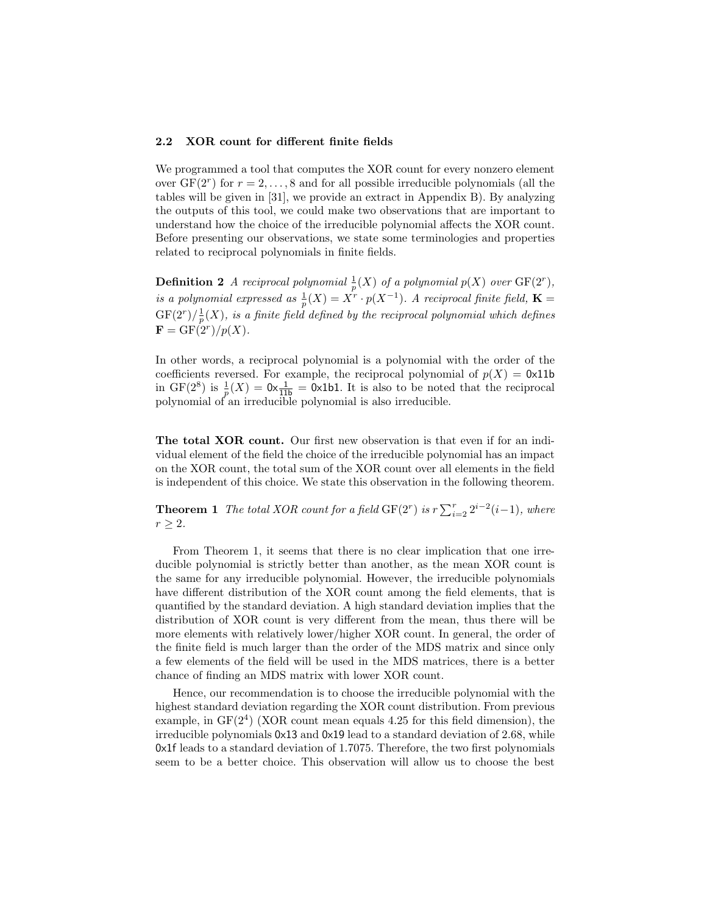### 2.2 XOR count for different finite fields

We programmed a tool that computes the XOR count for every nonzero element over $\mathrm{GF}(2^r)$ for $r = 2, \ldots, 8$ and for all possible irreducible polynomials (all the tables will be given in [31], we provide an extract in Appendix B). By analyzing the outputs of this tool, we could make two observations that are important to understand how the choice of the irreducible polynomial affects the XOR count. Before presenting our observations, we state some terminologies and properties related to reciprocal polynomials in finite fields.

**Definition 2** *A reciprocal polynomial $\frac{1}{p}(X)$ of a polynomial $p(X)$ over $\mathrm{GF}(2^r)$, is a polynomial expressed as $\frac{1}{p}(X) = X^r \cdot p(X^{-1})$. A reciprocal finite field, $\mathbf{K} = \mathrm{GF}(2^r)/\frac{1}{p}(X)$, is a finite field defined by the reciprocal polynomial which defines $\mathbf{F} = \mathrm{GF}(2^r)/p(X)$.*

In other words, a reciprocal polynomial is a polynomial with the order of the coefficients reversed. For example, the reciprocal polynomial of $p(X) = \mathtt{0x11b}$ in $\mathrm{GF}(2^8)$ is $\frac{1}{p}(X) = \mathtt{0x}\frac{1}{\mathtt{11b}} = \mathtt{0x1b1}$. It is also to be noted that the reciprocal polynomial of an irreducible polynomial is also irreducible.

**The total XOR count.** Our first new observation is that even if for an individual element of the field the choice of the irreducible polynomial has an impact on the XOR count, the total sum of the XOR count over all elements in the field is independent of this choice. We state this observation in the following theorem.

**Theorem 1** *The total XOR count for a field $\mathrm{GF}(2^r)$ is $r \sum_{i=2}^{r} 2^{i-2}(i-1)$, where $r \geq 2$.*

From Theorem 1, it seems that there is no clear implication that one irreducible polynomial is strictly better than another, as the mean XOR count is the same for any irreducible polynomial. However, the irreducible polynomials have different distribution of the XOR count among the field elements, that is quantified by the standard deviation. A high standard deviation implies that the distribution of XOR count is very different from the mean, thus there will be more elements with relatively lower/higher XOR count. In general, the order of the finite field is much larger than the order of the MDS matrix and since only a few elements of the field will be used in the MDS matrices, there is a better chance of finding an MDS matrix with lower XOR count.

Hence, our recommendation is to choose the irreducible polynomial with the highest standard deviation regarding the XOR count distribution. From previous example, in $\mathrm{GF}(2^4)$ (XOR count mean equals 4.25 for this field dimension), the irreducible polynomials 0x13 and 0x19 lead to a standard deviation of 2.68, while 0x1f leads to a standard deviation of 1.7075. Therefore, the two first polynomials seem to be a better choice. This observation will allow us to choose the best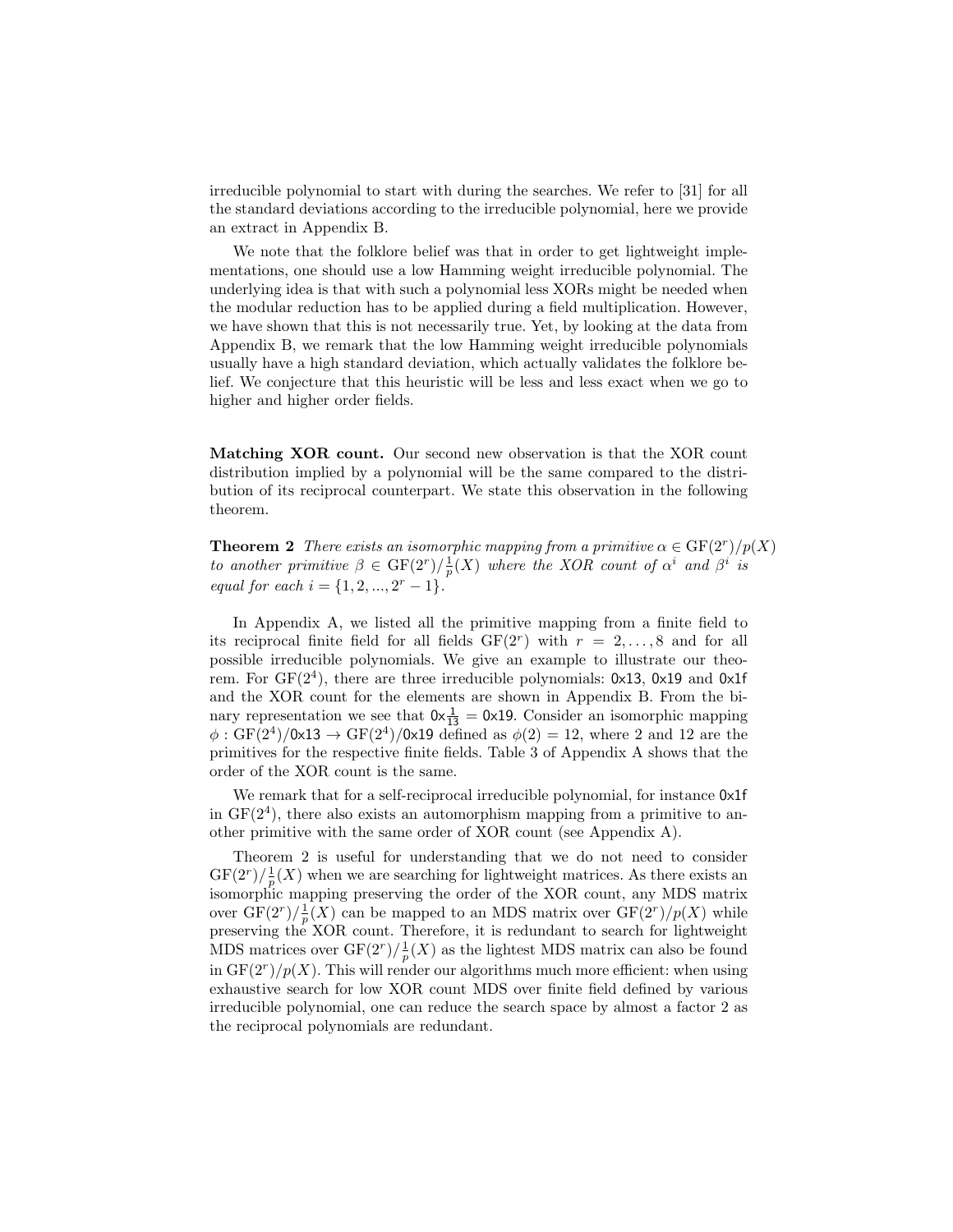irreducible polynomial to start with during the searches. We refer to [31] for all the standard deviations according to the irreducible polynomial, here we provide an extract in Appendix B.

We note that the folklore belief was that in order to get lightweight implementations, one should use a low Hamming weight irreducible polynomial. The underlying idea is that with such a polynomial less XORs might be needed when the modular reduction has to be applied during a field multiplication. However, we have shown that this is not necessarily true. Yet, by looking at the data from Appendix B, we remark that the low Hamming weight irreducible polynomials usually have a high standard deviation, which actually validates the folklore belief. We conjecture that this heuristic will be less and less exact when we go to higher and higher order fields.

**Matching XOR count.** Our second new observation is that the XOR count distribution implied by a polynomial will be the same compared to the distribution of its reciprocal counterpart. We state this observation in the following theorem.

**Theorem 2** *There exists an isomorphic mapping from a primitive $\alpha \in \mathrm{GF}(2^r)/p(X)$ to another primitive $\beta \in \mathrm{GF}(2^r)/\frac{1}{p}(X)$ where the XOR count of $\alpha^i$ and $\beta^i$ is equal for each $i = \{1, 2, ..., 2^r - 1\}$.*

In Appendix A, we listed all the primitive mapping from a finite field to its reciprocal finite field for all fields $\mathrm{GF}(2^r)$ with $r = 2, \ldots, 8$ and for all possible irreducible polynomials. We give an example to illustrate our theorem. For $\mathrm{GF}(2^4)$, there are three irreducible polynomials: 0x13, 0x19 and 0x1f and the XOR count for the elements are shown in Appendix B. From the binary representation we see that $0\text{x}\frac{1}{13} = 0\text{x}19$. Consider an isomorphic mapping $\phi : \mathrm{GF}(2^4)/0\text{x}13 \rightarrow \mathrm{GF}(2^4)/0\text{x}19$ defined as $\phi(2) = 12$, where 2 and 12 are the primitives for the respective finite fields. Table 3 of Appendix A shows that the order of the XOR count is the same.

We remark that for a self-reciprocal irreducible polynomial, for instance 0x1f in $\mathrm{GF}(2^4)$, there also exists an automorphism mapping from a primitive to another primitive with the same order of XOR count (see Appendix A).

Theorem 2 is useful for understanding that we do not need to consider $\mathrm{GF}(2^r)/\frac{1}{p}(X)$ when we are searching for lightweight matrices. As there exists an isomorphic mapping preserving the order of the XOR count, any MDS matrix over $\mathrm{GF}(2^r)/\frac{1}{p}(X)$ can be mapped to an MDS matrix over $\mathrm{GF}(2^r)/p(X)$ while preserving the XOR count. Therefore, it is redundant to search for lightweight MDS matrices over $\mathrm{GF}(2^r)/\frac{1}{p}(X)$ as the lightest MDS matrix can also be found in $\mathrm{GF}(2^r)/p(X)$. This will render our algorithms much more efficient: when using exhaustive search for low XOR count MDS over finite field defined by various irreducible polynomial, one can reduce the search space by almost a factor 2 as the reciprocal polynomials are redundant.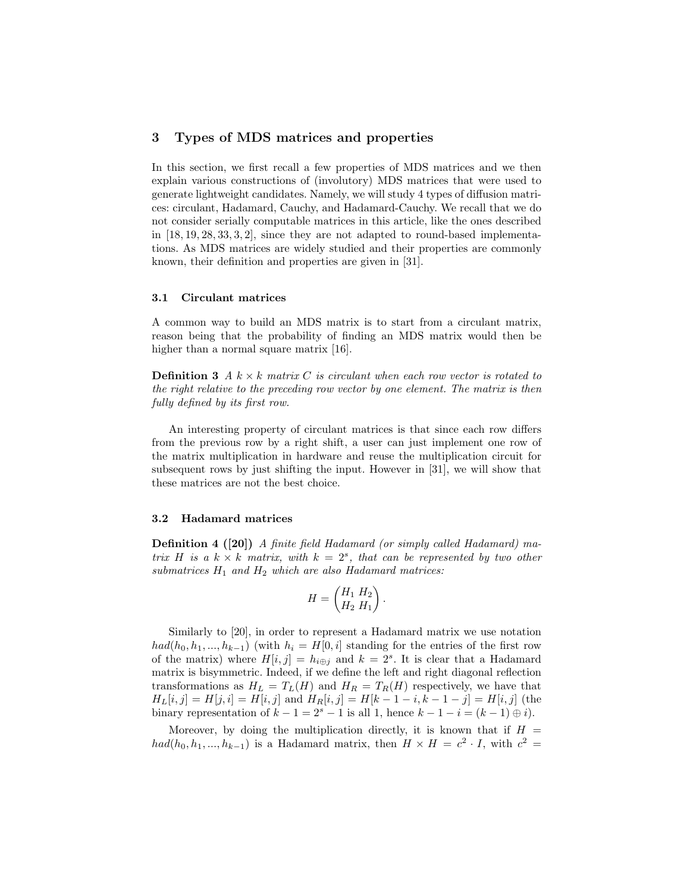## 3 Types of MDS matrices and properties

In this section, we first recall a few properties of MDS matrices and we then explain various constructions of (involutory) MDS matrices that were used to generate lightweight candidates. Namely, we will study 4 types of diffusion matrices: circulant, Hadamard, Cauchy, and Hadamard-Cauchy. We recall that we do not consider serially computable matrices in this article, like the ones described in [18, 19, 28, 33, 3, 2], since they are not adapted to round-based implementations. As MDS matrices are widely studied and their properties are commonly known, their definition and properties are given in [31].

### 3.1 Circulant matrices

A common way to build an MDS matrix is to start from a circulant matrix, reason being that the probability of finding an MDS matrix would then be higher than a normal square matrix [16].

**Definition 3** *A $k \times k$ matrix $C$ is circulant when each row vector is rotated to the right relative to the preceding row vector by one element. The matrix is then fully defined by its first row.*

An interesting property of circulant matrices is that since each row differs from the previous row by a right shift, a user can just implement one row of the matrix multiplication in hardware and reuse the multiplication circuit for subsequent rows by just shifting the input. However in [31], we will show that these matrices are not the best choice.

### 3.2 Hadamard matrices

**Definition 4 ([20])** *A finite field Hadamard (or simply called Hadamard) matrix $H$ is a $k \times k$ matrix, with $k = 2^s$, that can be represented by two other submatrices $H_1$ and $H_2$ which are also Hadamard matrices:*

$$H = \begin{pmatrix} H_1 & H_2 \\ H_2 & H_1 \end{pmatrix}.$$

Similarly to [20], in order to represent a Hadamard matrix we use notation $had(h_0, h_1, ..., h_{k-1})$ (with $h_i = H[0, i]$ standing for the entries of the first row of the matrix) where $H[i, j] = h_{i \oplus j}$ and $k = 2^s$. It is clear that a Hadamard matrix is bisymmetric. Indeed, if we define the left and right diagonal reflection transformations as $H_L = T_L(H)$ and $H_R = T_R(H)$ respectively, we have that $H_L[i, j] = H[j, i] = H[i, j]$ and $H_R[i, j] = H[k-1-i, k-1-j] = H[i, j]$ (the binary representation of $k - 1 = 2^s - 1$ is all 1, hence $k - 1 - i = (k - 1) \oplus i$).

Moreover, by doing the multiplication directly, it is known that if $H = had(h_0, h_1, ..., h_{k-1})$ is a Hadamard matrix, then $H \times H = c^2 \cdot I$, with $c^2 =$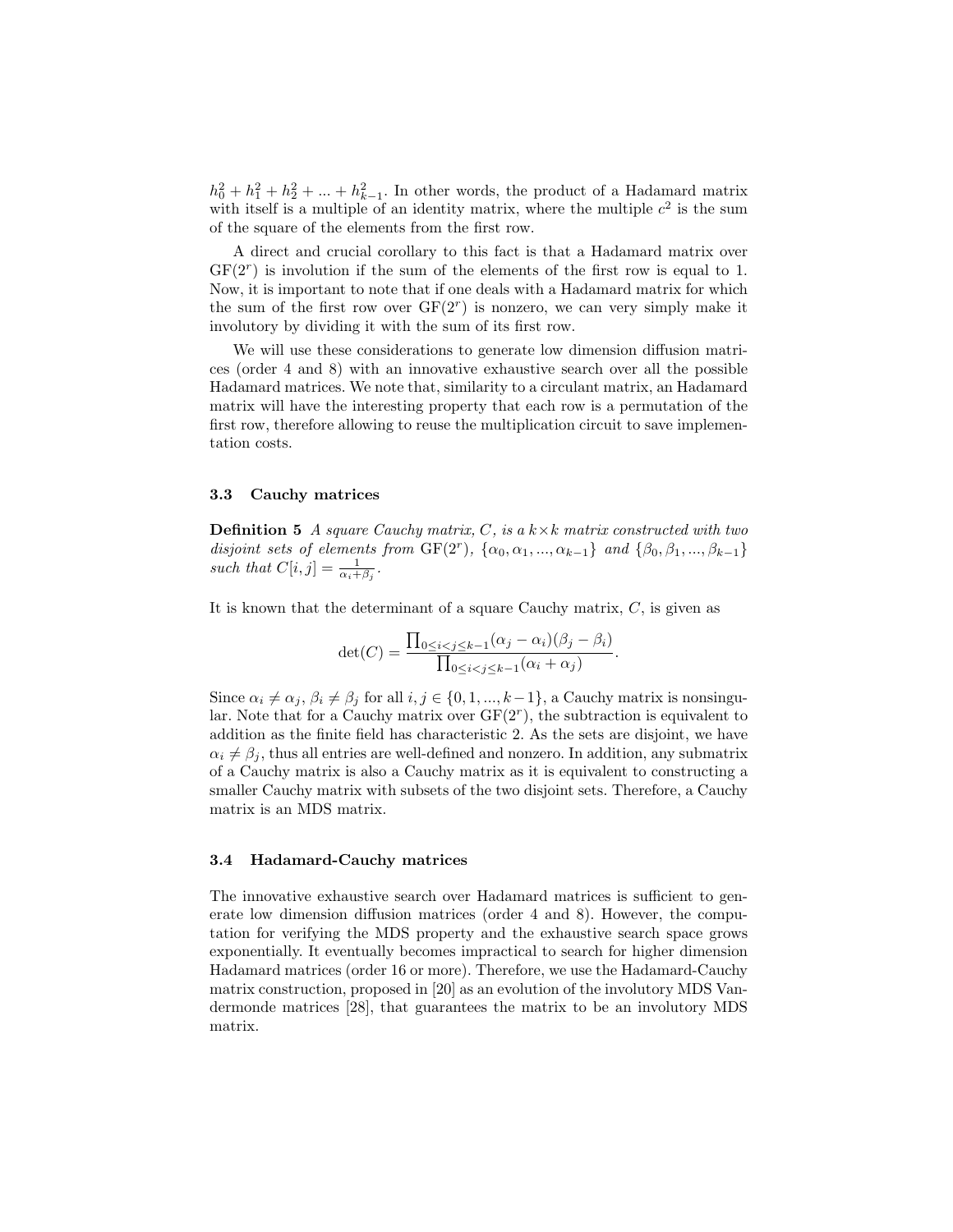$h_0^2 + h_1^2 + h_2^2 + ... + h_{k-1}^2$. In other words, the product of a Hadamard matrix with itself is a multiple of an identity matrix, where the multiple $c^2$ is the sum of the square of the elements from the first row.

A direct and crucial corollary to this fact is that a Hadamard matrix over $\mathrm{GF}(2^r)$ is involution if the sum of the elements of the first row is equal to 1. Now, it is important to note that if one deals with a Hadamard matrix for which the sum of the first row over $\mathrm{GF}(2^r)$ is nonzero, we can very simply make it involutory by dividing it with the sum of its first row.

We will use these considerations to generate low dimension diffusion matrices (order 4 and 8) with an innovative exhaustive search over all the possible Hadamard matrices. We note that, similarity to a circulant matrix, an Hadamard matrix will have the interesting property that each row is a permutation of the first row, therefore allowing to reuse the multiplication circuit to save implementation costs.

### 3.3 Cauchy matrices

**Definition 5** *A square Cauchy matrix, $C$, is a $k \times k$ matrix constructed with two disjoint sets of elements from* $\mathrm{GF}(2^r)$*, $\{\alpha_0, \alpha_1, ..., \alpha_{k-1}\}$ and $\{\beta_0, \beta_1, ..., \beta_{k-1}\}$ such that $C[i,j] = \frac{1}{\alpha_i + \beta_j}$.*

It is known that the determinant of a square Cauchy matrix, $C$, is given as

$$\det(C) = \frac{\prod_{0 \le i < j \le k-1} (\alpha_j - \alpha_i)(\beta_j - \beta_i)}{\prod_{0 \le i < j \le k-1} (\alpha_i + \alpha_j)}.$$

Since $\alpha_i \neq \alpha_j$, $\beta_i \neq \beta_j$ for all $i, j \in \{0, 1, ..., k-1\}$, a Cauchy matrix is nonsingular. Note that for a Cauchy matrix over $\mathrm{GF}(2^r)$, the subtraction is equivalent to addition as the finite field has characteristic 2. As the sets are disjoint, we have $\alpha_i \neq \beta_j$, thus all entries are well-defined and nonzero. In addition, any submatrix of a Cauchy matrix is also a Cauchy matrix as it is equivalent to constructing a smaller Cauchy matrix with subsets of the two disjoint sets. Therefore, a Cauchy matrix is an MDS matrix.

### 3.4 Hadamard-Cauchy matrices

The innovative exhaustive search over Hadamard matrices is sufficient to generate low dimension diffusion matrices (order 4 and 8). However, the computation for verifying the MDS property and the exhaustive search space grows exponentially. It eventually becomes impractical to search for higher dimension Hadamard matrices (order 16 or more). Therefore, we use the Hadamard-Cauchy matrix construction, proposed in [20] as an evolution of the involutory MDS Vandermonde matrices [28], that guarantees the matrix to be an involutory MDS matrix.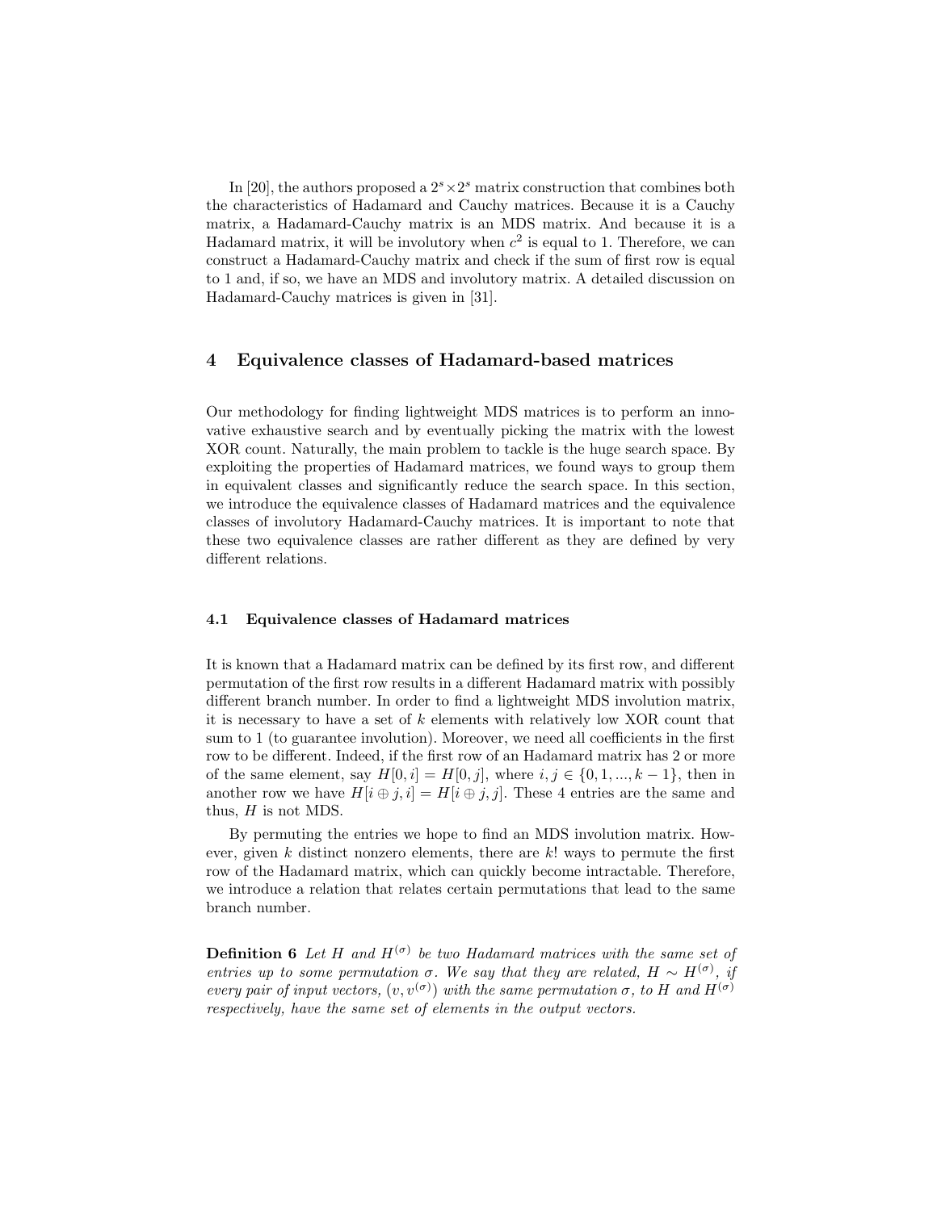In [20], the authors proposed a $2^s \times 2^s$ matrix construction that combines both the characteristics of Hadamard and Cauchy matrices. Because it is a Cauchy matrix, a Hadamard-Cauchy matrix is an MDS matrix. And because it is a Hadamard matrix, it will be involutory when $c^2$ is equal to 1. Therefore, we can construct a Hadamard-Cauchy matrix and check if the sum of first row is equal to 1 and, if so, we have an MDS and involutory matrix. A detailed discussion on Hadamard-Cauchy matrices is given in [31].

## 4 Equivalence classes of Hadamard-based matrices

Our methodology for finding lightweight MDS matrices is to perform an innovative exhaustive search and by eventually picking the matrix with the lowest XOR count. Naturally, the main problem to tackle is the huge search space. By exploiting the properties of Hadamard matrices, we found ways to group them in equivalent classes and significantly reduce the search space. In this section, we introduce the equivalence classes of Hadamard matrices and the equivalence classes of involutory Hadamard-Cauchy matrices. It is important to note that these two equivalence classes are rather different as they are defined by very different relations.

### 4.1 Equivalence classes of Hadamard matrices

It is known that a Hadamard matrix can be defined by its first row, and different permutation of the first row results in a different Hadamard matrix with possibly different branch number. In order to find a lightweight MDS involution matrix, it is necessary to have a set of $k$ elements with relatively low XOR count that sum to 1 (to guarantee involution). Moreover, we need all coefficients in the first row to be different. Indeed, if the first row of an Hadamard matrix has 2 or more of the same element, say $H[0, i] = H[0, j]$, where $i, j \in \{0, 1, ..., k-1\}$, then in another row we have $H[i \oplus j, i] = H[i \oplus j, j]$. These 4 entries are the same and thus, $H$ is not MDS.

By permuting the entries we hope to find an MDS involution matrix. However, given $k$ distinct nonzero elements, there are $k!$ ways to permute the first row of the Hadamard matrix, which can quickly become intractable. Therefore, we introduce a relation that relates certain permutations that lead to the same branch number.

**Definition 6** *Let $H$ and $H^{(\sigma)}$ be two Hadamard matrices with the same set of entries up to some permutation $\sigma$. We say that they are related, $H \sim H^{(\sigma)}$, if every pair of input vectors, $(v, v^{(\sigma)})$ with the same permutation $\sigma$, to $H$ and $H^{(\sigma)}$ respectively, have the same set of elements in the output vectors.*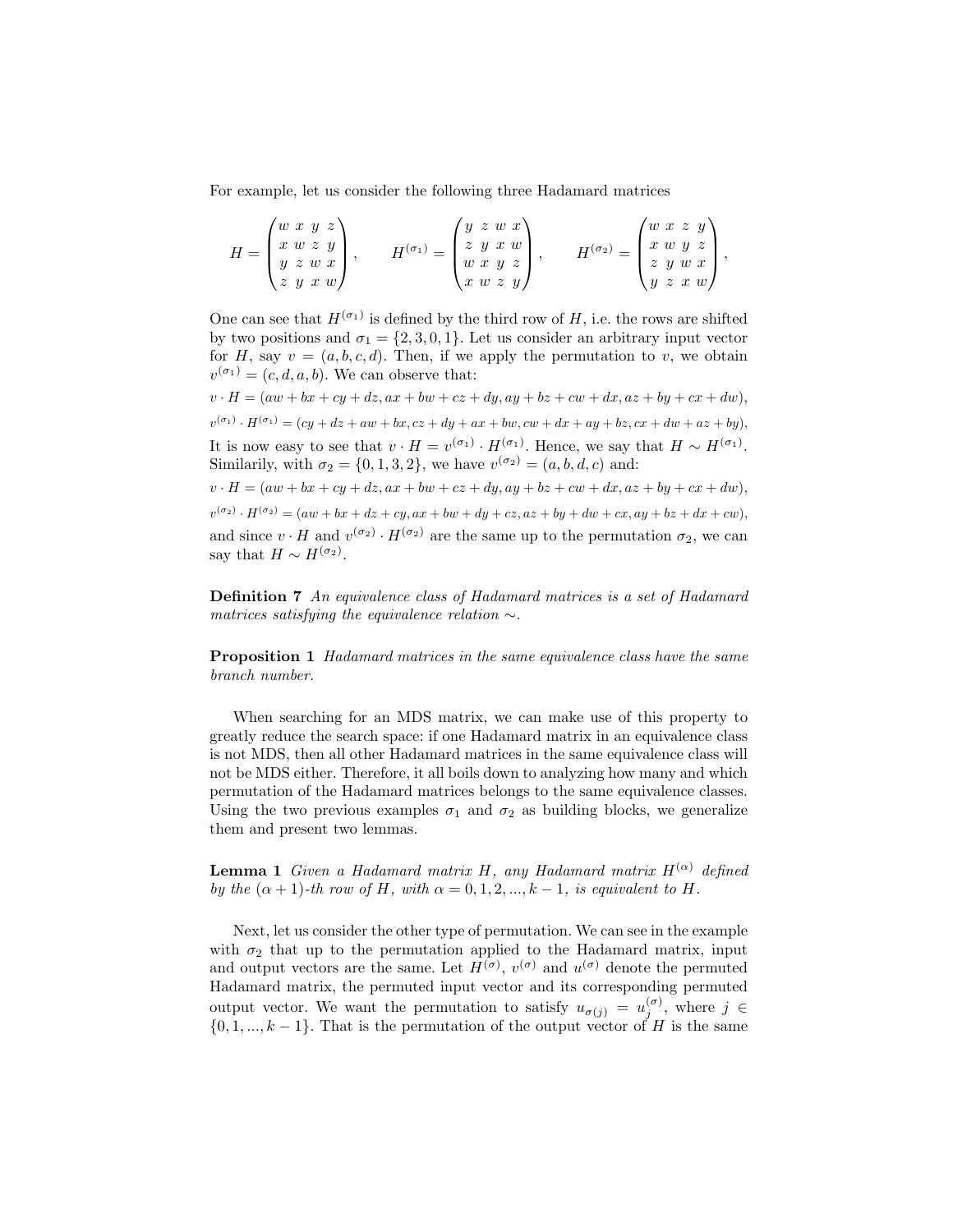For example, let us consider the following three Hadamard matrices

$$
H = \begin{pmatrix} w & x & y & z \\ x & w & z & y \\ y & z & w & x \\ z & y & x & w \end{pmatrix}, \qquad H^{(\sigma_1)} = \begin{pmatrix} y & z & w & x \\ z & y & x & w \\ w & x & y & z \\ x & w & z & y \end{pmatrix}, \qquad H^{(\sigma_2)} = \begin{pmatrix} w & x & z & y \\ x & w & y & z \\ z & y & w & x \\ y & z & x & w \end{pmatrix},
$$

One can see that $H^{(\sigma_1)}$ is defined by the third row of $H$, i.e. the rows are shifted by two positions and $\sigma_1 = \{2, 3, 0, 1\}$. Let us consider an arbitrary input vector for $H$, say $v = (a, b, c, d)$. Then, if we apply the permutation to $v$, we obtain $v^{(\sigma_1)} = (c, d, a, b)$. We can observe that:

$$v \cdot H = (aw + bx + cy + dz, ax + bw + cz + dy, ay + bz + cw + dx, az + by + cx + dw),$$

$$v^{(\sigma_1)} \cdot H^{(\sigma_1)} = (cy + dz + aw + bx, cz + dy + ax + bw, cw + dx + ay + bz, cx + dw + az + by),$$

It is now easy to see that $v \cdot H = v^{(\sigma_1)} \cdot H^{(\sigma_1)}$. Hence, we say that $H \sim H^{(\sigma_1)}$. Similarily, with $\sigma_2 = \{0, 1, 3, 2\}$, we have $v^{(\sigma_2)} = (a, b, d, c)$ and:

$$v \cdot H = (aw + bx + cy + dz, ax + bw + cz + dy, ay + bz + cw + dx, az + by + cx + dw),$$

$$v^{(\sigma_2)} \cdot H^{(\sigma_2)} = (aw + bx + dz + cy, ax + bw + dy + cz, az + by + dw + cx, ay + bz + dx + cw),$$

and since $v \cdot H$ and $v^{(\sigma_2)} \cdot H^{(\sigma_2)}$ are the same up to the permutation $\sigma_2$, we can say that $H \sim H^{(\sigma_2)}$.

**Definition 7** *An equivalence class of Hadamard matrices is a set of Hadamard matrices satisfying the equivalence relation* $\sim$.

**Proposition 1** *Hadamard matrices in the same equivalence class have the same branch number.*

When searching for an MDS matrix, we can make use of this property to greatly reduce the search space: if one Hadamard matrix in an equivalence class is not MDS, then all other Hadamard matrices in the same equivalence class will not be MDS either. Therefore, it all boils down to analyzing how many and which permutation of the Hadamard matrices belongs to the same equivalence classes. Using the two previous examples $\sigma_1$ and $\sigma_2$ as building blocks, we generalize them and present two lemmas.

**Lemma 1** *Given a Hadamard matrix* $H$*, any Hadamard matrix* $H^{(\alpha)}$ *defined by the* $(\alpha + 1)$*-th row of* $H$*, with* $\alpha = 0, 1, 2, ..., k - 1$*, is equivalent to* $H$.

Next, let us consider the other type of permutation. We can see in the example with $\sigma_2$ that up to the permutation applied to the Hadamard matrix, input and output vectors are the same. Let $H^{(\sigma)}$, $v^{(\sigma)}$ and $u^{(\sigma)}$ denote the permuted Hadamard matrix, the permuted input vector and its corresponding permuted output vector. We want the permutation to satisfy $u_{\sigma(j)} = u_j^{(\sigma)}$, where $j \in \{0, 1, ..., k - 1\}$. That is the permutation of the output vector of $H$ is the same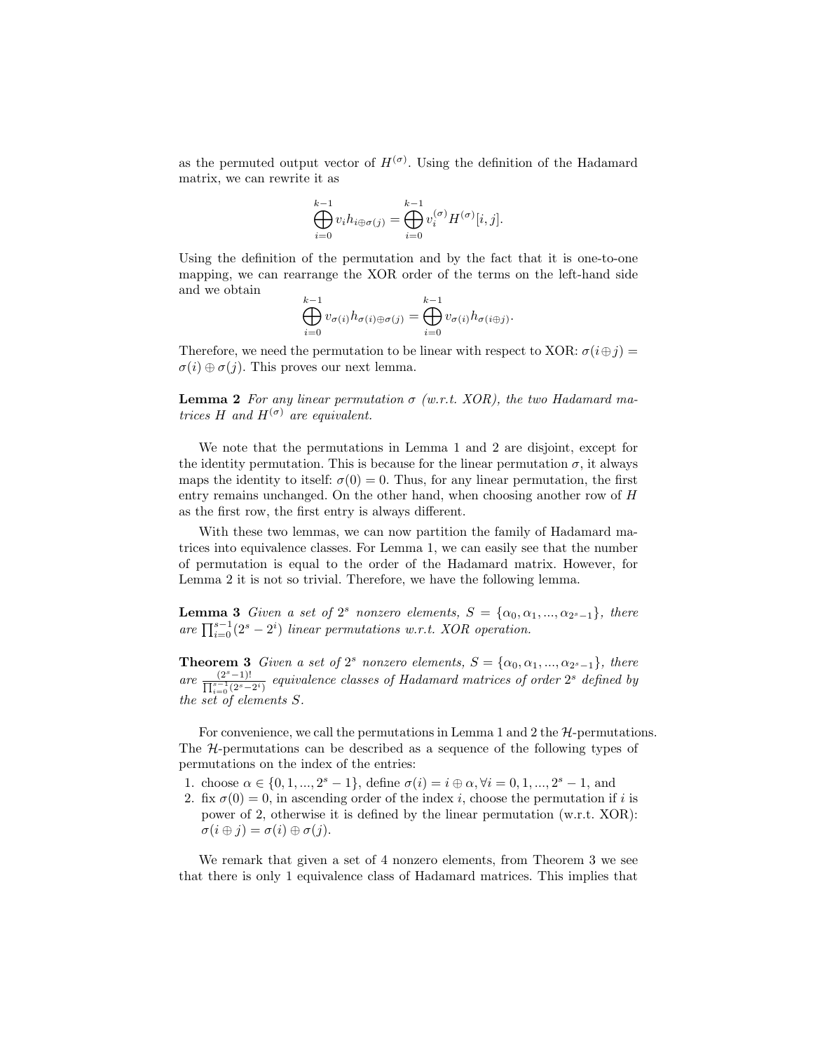as the permuted output vector of $H^{(\sigma)}$. Using the definition of the Hadamard matrix, we can rewrite it as

$$\bigoplus_{i=0}^{k-1} v_i h_{i \oplus \sigma(j)} = \bigoplus_{i=0}^{k-1} v_i^{(\sigma)} H^{(\sigma)}[i,j].$$

Using the definition of the permutation and by the fact that it is one-to-one mapping, we can rearrange the XOR order of the terms on the left-hand side and we obtain

$$\bigoplus_{i=0}^{k-1} v_{\sigma(i)} h_{\sigma(i) \oplus \sigma(j)} = \bigoplus_{i=0}^{k-1} v_{\sigma(i)} h_{\sigma(i \oplus j)}.$$

Therefore, we need the permutation to be linear with respect to XOR: $\sigma(i \oplus j) = \sigma(i) \oplus \sigma(j)$. This proves our next lemma.

**Lemma 2** *For any linear permutation $\sigma$ (w.r.t. XOR), the two Hadamard matrices $H$ and $H^{(\sigma)}$ are equivalent.*

We note that the permutations in Lemma 1 and 2 are disjoint, except for the identity permutation. This is because for the linear permutation $\sigma$, it always maps the identity to itself: $\sigma(0) = 0$. Thus, for any linear permutation, the first entry remains unchanged. On the other hand, when choosing another row of $H$ as the first row, the first entry is always different.

With these two lemmas, we can now partition the family of Hadamard matrices into equivalence classes. For Lemma 1, we can easily see that the number of permutation is equal to the order of the Hadamard matrix. However, for Lemma 2 it is not so trivial. Therefore, we have the following lemma.

**Lemma 3** *Given a set of $2^s$ nonzero elements, $S = \{\alpha_0, \alpha_1, ..., \alpha_{2^s-1}\}$, there are $\prod_{i=0}^{s-1}(2^s - 2^i)$ linear permutations w.r.t. XOR operation.*

**Theorem 3** *Given a set of $2^s$ nonzero elements, $S = \{\alpha_0, \alpha_1, ..., \alpha_{2^s-1}\}$, there are $\frac{(2^s-1)!}{\prod_{i=0}^{s-1}(2^s-2^i)}$ equivalence classes of Hadamard matrices of order $2^s$ defined by the set of elements $S$.*

For convenience, we call the permutations in Lemma 1 and 2 the $\mathcal{H}$-permutations. The $\mathcal{H}$-permutations can be described as a sequence of the following types of permutations on the index of the entries:

1. choose $\alpha \in \{0, 1, ..., 2^s - 1\}$, define $\sigma(i) = i \oplus \alpha, \forall i = 0, 1, ..., 2^s - 1$, and
2. fix $\sigma(0) = 0$, in ascending order of the index $i$, choose the permutation if $i$ is power of 2, otherwise it is defined by the linear permutation (w.r.t. XOR): $\sigma(i \oplus j) = \sigma(i) \oplus \sigma(j)$.

We remark that given a set of 4 nonzero elements, from Theorem 3 we see that there is only 1 equivalence class of Hadamard matrices. This implies that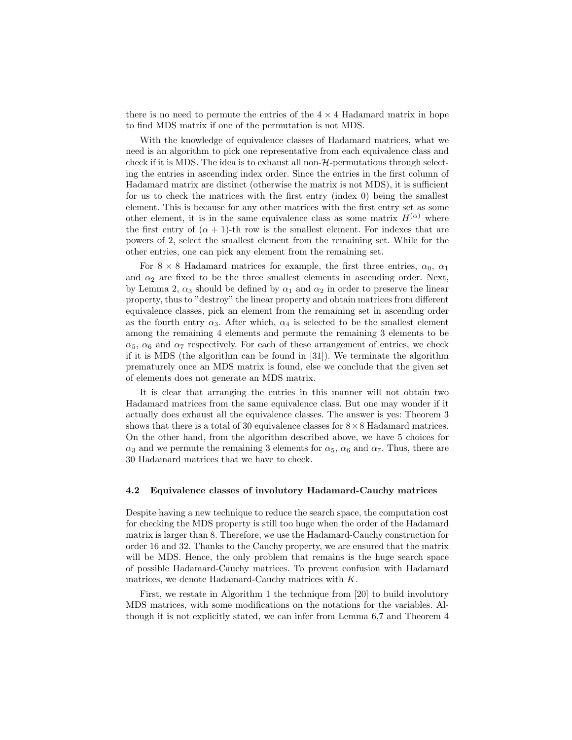there is no need to permute the entries of the $4 \times 4$ Hadamard matrix in hope to find MDS matrix if one of the permutation is not MDS.

With the knowledge of equivalence classes of Hadamard matrices, what we need is an algorithm to pick one representative from each equivalence class and check if it is MDS. The idea is to exhaust all non-$\mathcal{H}$-permutations through selecting the entries in ascending index order. Since the entries in the first column of Hadamard matrix are distinct (otherwise the matrix is not MDS), it is sufficient for us to check the matrices with the first entry (index 0) being the smallest element. This is because for any other matrices with the first entry set as some other element, it is in the same equivalence class as some matrix $H^{(\alpha)}$ where the first entry of $(\alpha + 1)$-th row is the smallest element. For indexes that are powers of 2, select the smallest element from the remaining set. While for the other entries, one can pick any element from the remaining set.

For $8 \times 8$ Hadamard matrices for example, the first three entries, $\alpha_0$, $\alpha_1$ and $\alpha_2$ are fixed to be the three smallest elements in ascending order. Next, by Lemma 2, $\alpha_3$ should be defined by $\alpha_1$ and $\alpha_2$ in order to preserve the linear property, thus to "destroy" the linear property and obtain matrices from different equivalence classes, pick an element from the remaining set in ascending order as the fourth entry $\alpha_3$. After which, $\alpha_4$ is selected to be the smallest element among the remaining 4 elements and permute the remaining 3 elements to be $\alpha_5$, $\alpha_6$ and $\alpha_7$ respectively. For each of these arrangement of entries, we check if it is MDS (the algorithm can be found in [31]). We terminate the algorithm prematurely once an MDS matrix is found, else we conclude that the given set of elements does not generate an MDS matrix.

It is clear that arranging the entries in this manner will not obtain two Hadamard matrices from the same equivalence class. But one may wonder if it actually does exhaust all the equivalence classes. The answer is yes: Theorem 3 shows that there is a total of 30 equivalence classes for $8 \times 8$ Hadamard matrices. On the other hand, from the algorithm described above, we have 5 choices for $\alpha_3$ and we permute the remaining 3 elements for $\alpha_5$, $\alpha_6$ and $\alpha_7$. Thus, there are 30 Hadamard matrices that we have to check.

### 4.2 Equivalence classes of involutory Hadamard-Cauchy matrices

Despite having a new technique to reduce the search space, the computation cost for checking the MDS property is still too huge when the order of the Hadamard matrix is larger than 8. Therefore, we use the Hadamard-Cauchy construction for order 16 and 32. Thanks to the Cauchy property, we are ensured that the matrix will be MDS. Hence, the only problem that remains is the huge search space of possible Hadamard-Cauchy matrices. To prevent confusion with Hadamard matrices, we denote Hadamard-Cauchy matrices with $K$.

First, we restate in Algorithm 1 the technique from [20] to build involutory MDS matrices, with some modifications on the notations for the variables. Although it is not explicitly stated, we can infer from Lemma 6,7 and Theorem 4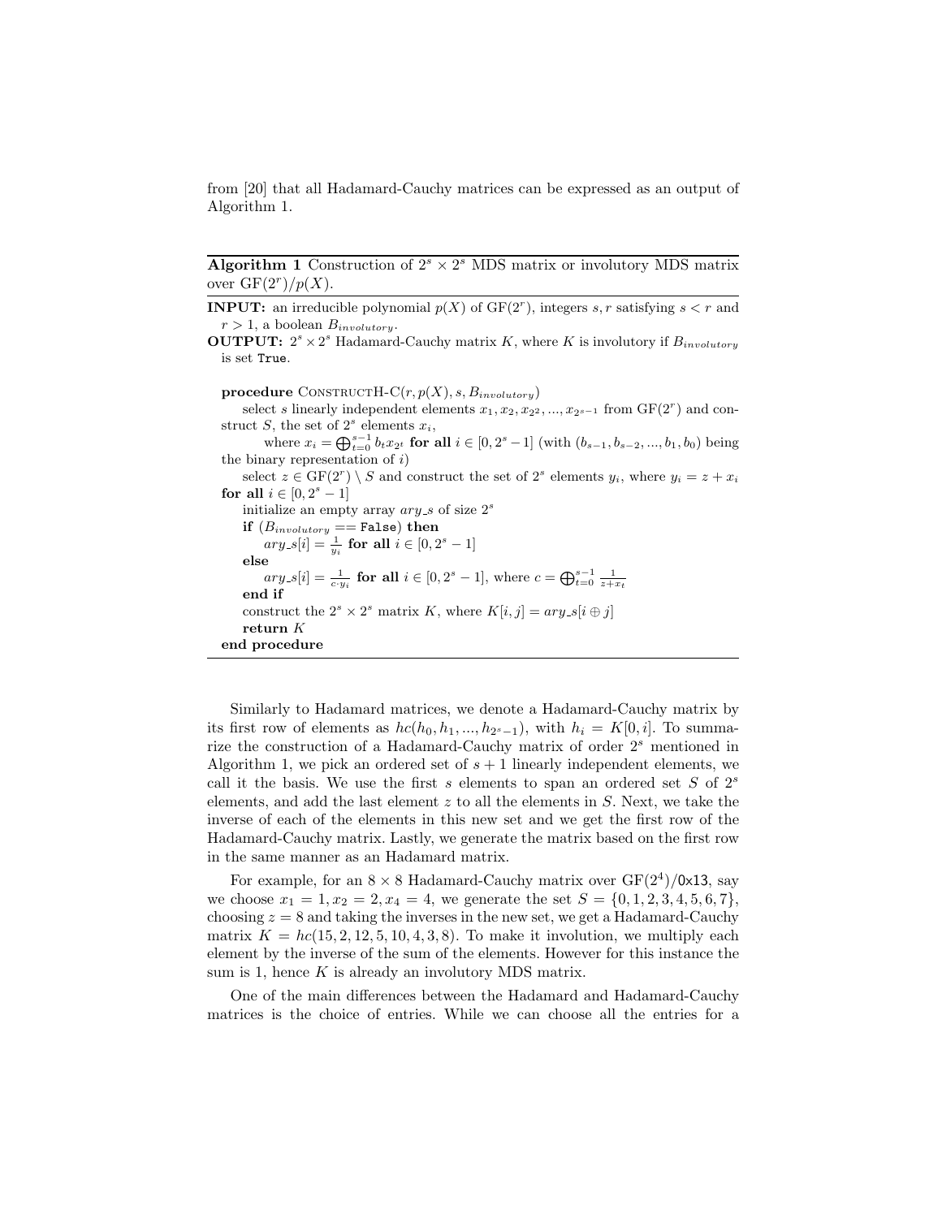from [20] that all Hadamard-Cauchy matrices can be expressed as an output of Algorithm 1.

---

**Algorithm 1** Construction of $2^s \times 2^s$ MDS matrix or involutory MDS matrix over $\mathrm{GF}(2^r)/p(X)$.

---

**INPUT:** an irreducible polynomial $p(X)$ of $\mathrm{GF}(2^r)$, integers $s, r$ satisfying $s < r$ and $r > 1$, a boolean $B_{involutory}$.

**OUTPUT:** $2^s \times 2^s$ Hadamard-Cauchy matrix $K$, where $K$ is involutory if $B_{involutory}$ is set `True`.

```
procedure ConstructH-C(r, p(X), s, B_involutory)
    select s linearly independent elements x_1, x_2, x_{2^2}, ..., x_{2^{s-1}} from GF(2^r) and construct S, the set of 2^s elements x_i,
        where x_i = ⊕_{t=0}^{s-1} b_t x_{2^t} for all i ∈ [0, 2^s − 1] (with (b_{s-1}, b_{s-2}, ..., b_1, b_0) being the binary representation of i)
    select z ∈ GF(2^r) \ S and construct the set of 2^s elements y_i, where y_i = z + x_i for all i ∈ [0, 2^s − 1]
    initialize an empty array ary_s of size 2^s
    if (B_involutory == False) then
        ary_s[i] = 1/y_i for all i ∈ [0, 2^s − 1]
    else
        ary_s[i] = 1/(c·y_i) for all i ∈ [0, 2^s − 1], where c = ⊕_{t=0}^{s-1} 1/(z + x_t)
    end if
    construct the 2^s × 2^s matrix K, where K[i, j] = ary_s[i ⊕ j]
    return K
end procedure
```

---

Similarly to Hadamard matrices, we denote a Hadamard-Cauchy matrix by its first row of elements as $hc(h_0, h_1, ..., h_{2^s-1})$, with $h_i = K[0, i]$. To summarize the construction of a Hadamard-Cauchy matrix of order $2^s$ mentioned in Algorithm 1, we pick an ordered set of $s+1$ linearly independent elements, we call it the basis. We use the first $s$ elements to span an ordered set $S$ of $2^s$ elements, and add the last element $z$ to all the elements in $S$. Next, we take the inverse of each of the elements in this new set and we get the first row of the Hadamard-Cauchy matrix. Lastly, we generate the matrix based on the first row in the same manner as an Hadamard matrix.

For example, for an $8 \times 8$ Hadamard-Cauchy matrix over $\mathrm{GF}(2^4)$/0x13, say we choose $x_1 = 1, x_2 = 2, x_4 = 4$, we generate the set $S = \{0, 1, 2, 3, 4, 5, 6, 7\}$, choosing $z = 8$ and taking the inverses in the new set, we get a Hadamard-Cauchy matrix $K = hc(15, 2, 12, 5, 10, 4, 3, 8)$. To make it involution, we multiply each element by the inverse of the sum of the elements. However for this instance the sum is 1, hence $K$ is already an involutory MDS matrix.

One of the main differences between the Hadamard and Hadamard-Cauchy matrices is the choice of entries. While we can choose all the entries for a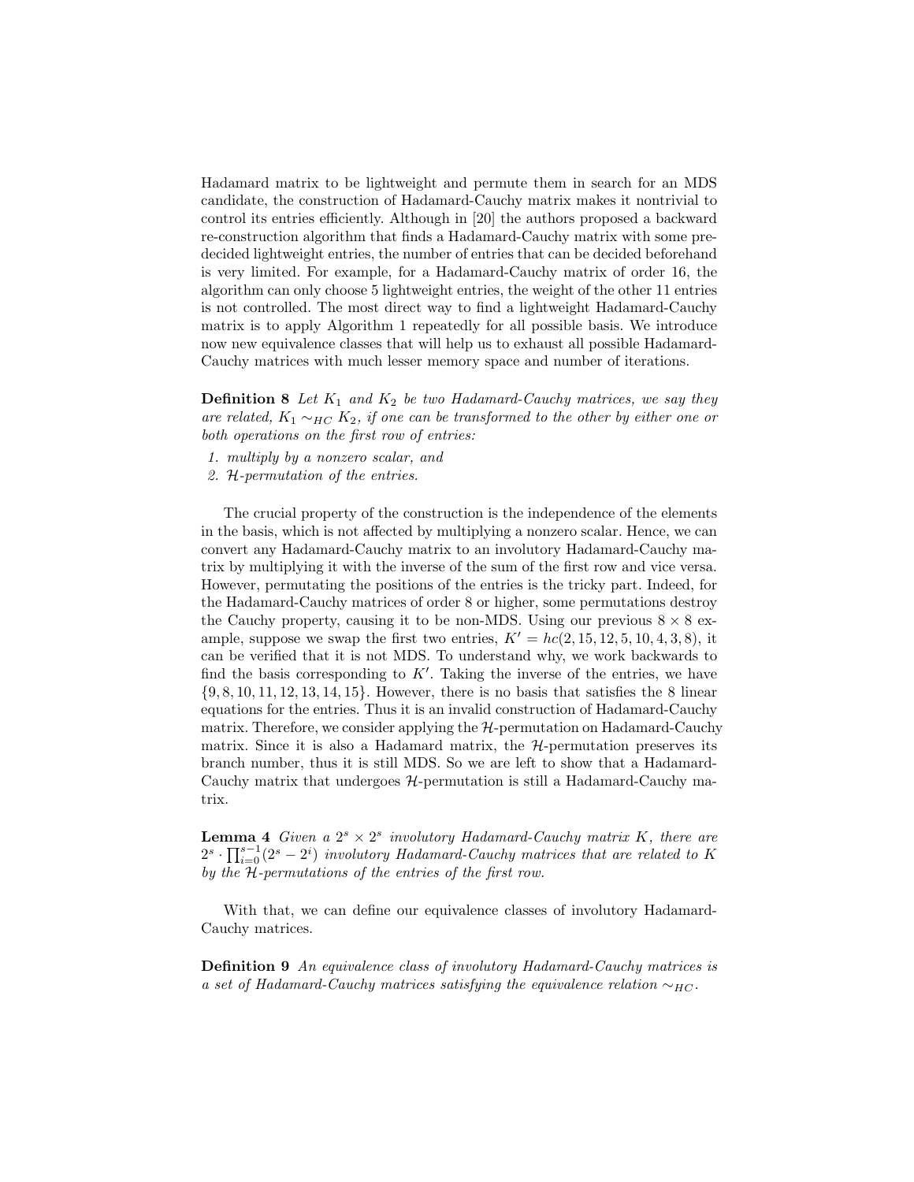Hadamard matrix to be lightweight and permute them in search for an MDS candidate, the construction of Hadamard-Cauchy matrix makes it nontrivial to control its entries efficiently. Although in [20] the authors proposed a backward re-construction algorithm that finds a Hadamard-Cauchy matrix with some pre-decided lightweight entries, the number of entries that can be decided beforehand is very limited. For example, for a Hadamard-Cauchy matrix of order 16, the algorithm can only choose 5 lightweight entries, the weight of the other 11 entries is not controlled. The most direct way to find a lightweight Hadamard-Cauchy matrix is to apply Algorithm 1 repeatedly for all possible basis. We introduce now new equivalence classes that will help us to exhaust all possible Hadamard-Cauchy matrices with much lesser memory space and number of iterations.

**Definition 8** *Let $K_1$ and $K_2$ be two Hadamard-Cauchy matrices, we say they are related, $K_1 \sim_{HC} K_2$, if one can be transformed to the other by either one or both operations on the first row of entries:*

1. *multiply by a nonzero scalar, and*
2. *$\mathcal{H}$-permutation of the entries.*

The crucial property of the construction is the independence of the elements in the basis, which is not affected by multiplying a nonzero scalar. Hence, we can convert any Hadamard-Cauchy matrix to an involutory Hadamard-Cauchy matrix by multiplying it with the inverse of the sum of the first row and vice versa. However, permutating the positions of the entries is the tricky part. Indeed, for the Hadamard-Cauchy matrices of order 8 or higher, some permutations destroy the Cauchy property, causing it to be non-MDS. Using our previous $8 \times 8$ example, suppose we swap the first two entries, $K' = hc(2, 15, 12, 5, 10, 4, 3, 8)$, it can be verified that it is not MDS. To understand why, we work backwards to find the basis corresponding to $K'$. Taking the inverse of the entries, we have $\{9, 8, 10, 11, 12, 13, 14, 15\}$. However, there is no basis that satisfies the 8 linear equations for the entries. Thus it is an invalid construction of Hadamard-Cauchy matrix. Therefore, we consider applying the $\mathcal{H}$-permutation on Hadamard-Cauchy matrix. Since it is also a Hadamard matrix, the $\mathcal{H}$-permutation preserves its branch number, thus it is still MDS. So we are left to show that a Hadamard-Cauchy matrix that undergoes $\mathcal{H}$-permutation is still a Hadamard-Cauchy matrix.

**Lemma 4** *Given a $2^s \times 2^s$ involutory Hadamard-Cauchy matrix $K$, there are $2^s \cdot \prod_{i=0}^{s-1}(2^s - 2^i)$ involutory Hadamard-Cauchy matrices that are related to $K$ by the $\mathcal{H}$-permutations of the entries of the first row.*

With that, we can define our equivalence classes of involutory Hadamard-Cauchy matrices.

**Definition 9** *An equivalence class of involutory Hadamard-Cauchy matrices is a set of Hadamard-Cauchy matrices satisfying the equivalence relation $\sim_{HC}$.*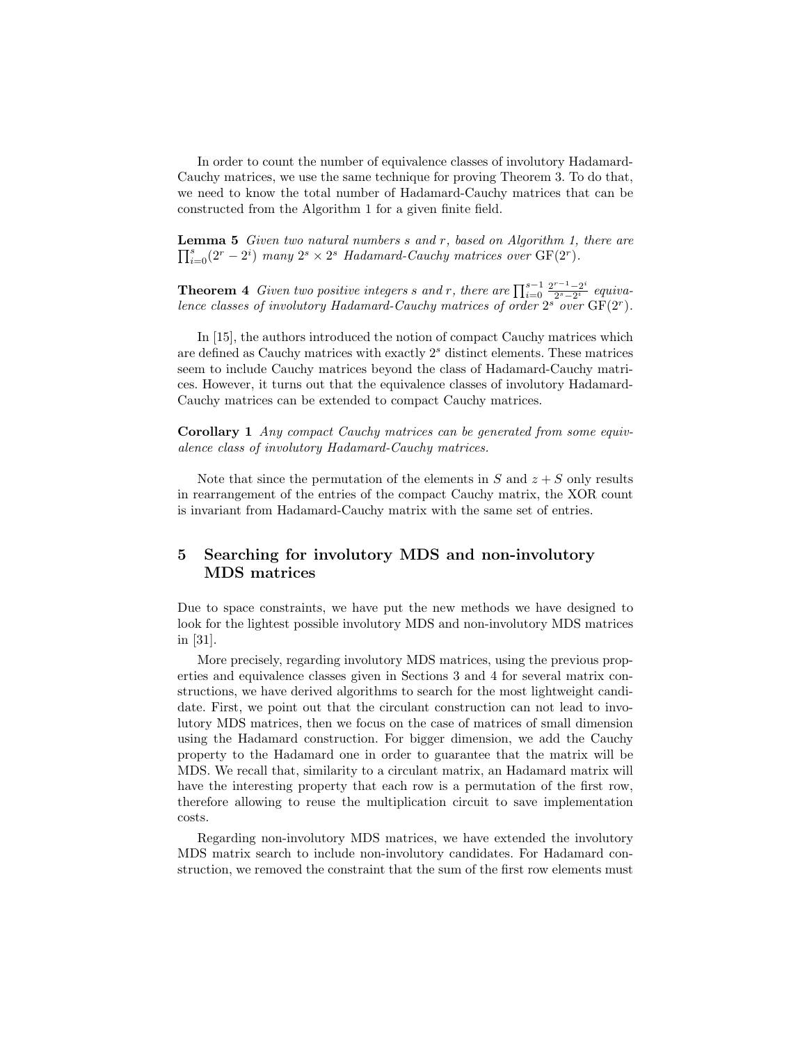In order to count the number of equivalence classes of involutory Hadamard-Cauchy matrices, we use the same technique for proving Theorem 3. To do that, we need to know the total number of Hadamard-Cauchy matrices that can be constructed from the Algorithm 1 for a given finite field.

**Lemma 5** *Given two natural numbers $s$ and $r$, based on Algorithm 1, there are $\prod_{i=0}^{s}(2^r - 2^i)$ many $2^s \times 2^s$ Hadamard-Cauchy matrices over* $\mathrm{GF}(2^r)$.

**Theorem 4** *Given two positive integers $s$ and $r$, there are $\prod_{i=0}^{s-1} \frac{2^{r-1}-2^i}{2^s-2^i}$ equivalence classes of involutory Hadamard-Cauchy matrices of order $2^s$ over* $\mathrm{GF}(2^r)$.

In [15], the authors introduced the notion of compact Cauchy matrices which are defined as Cauchy matrices with exactly $2^s$ distinct elements. These matrices seem to include Cauchy matrices beyond the class of Hadamard-Cauchy matrices. However, it turns out that the equivalence classes of involutory Hadamard-Cauchy matrices can be extended to compact Cauchy matrices.

**Corollary 1** *Any compact Cauchy matrices can be generated from some equivalence class of involutory Hadamard-Cauchy matrices.*

Note that since the permutation of the elements in $S$ and $z + S$ only results in rearrangement of the entries of the compact Cauchy matrix, the XOR count is invariant from Hadamard-Cauchy matrix with the same set of entries.

## 5 Searching for involutory MDS and non-involutory MDS matrices

Due to space constraints, we have put the new methods we have designed to look for the lightest possible involutory MDS and non-involutory MDS matrices in [31].

More precisely, regarding involutory MDS matrices, using the previous properties and equivalence classes given in Sections 3 and 4 for several matrix constructions, we have derived algorithms to search for the most lightweight candidate. First, we point out that the circulant construction can not lead to involutory MDS matrices, then we focus on the case of matrices of small dimension using the Hadamard construction. For bigger dimension, we add the Cauchy property to the Hadamard one in order to guarantee that the matrix will be MDS. We recall that, similarity to a circulant matrix, an Hadamard matrix will have the interesting property that each row is a permutation of the first row, therefore allowing to reuse the multiplication circuit to save implementation costs.

Regarding non-involutory MDS matrices, we have extended the involutory MDS matrix search to include non-involutory candidates. For Hadamard construction, we removed the constraint that the sum of the first row elements must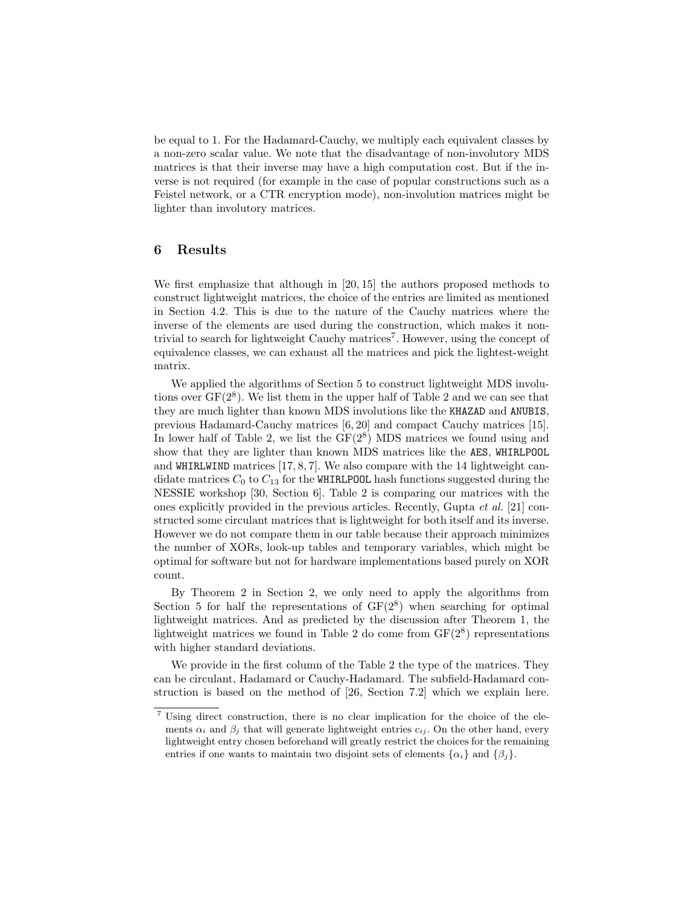be equal to 1. For the Hadamard-Cauchy, we multiply each equivalent classes by a non-zero scalar value. We note that the disadvantage of non-involutory MDS matrices is that their inverse may have a high computation cost. But if the inverse is not required (for example in the case of popular constructions such as a Feistel network, or a CTR encryption mode), non-involution matrices might be lighter than involutory matrices.

## 6 Results

We first emphasize that although in [20, 15] the authors proposed methods to construct lightweight matrices, the choice of the entries are limited as mentioned in Section 4.2. This is due to the nature of the Cauchy matrices where the inverse of the elements are used during the construction, which makes it non-trivial to search for lightweight Cauchy matrices[7]. However, using the concept of equivalence classes, we can exhaust all the matrices and pick the lightest-weight matrix.

We applied the algorithms of Section 5 to construct lightweight MDS involutions over $GF(2^8)$. We list them in the upper half of Table 2 and we can see that they are much lighter than known MDS involutions like the KHAZAD and ANUBIS, previous Hadamard-Cauchy matrices [6, 20] and compact Cauchy matrices [15]. In lower half of Table 2, we list the $GF(2^8)$ MDS matrices we found using and show that they are lighter than known MDS matrices like the AES, WHIRLPOOL and WHIRLWIND matrices [17, 8, 7]. We also compare with the 14 lightweight candidate matrices $C_0$ to $C_{13}$ for the WHIRLPOOL hash functions suggested during the NESSIE workshop [30, Section 6]. Table 2 is comparing our matrices with the ones explicitly provided in the previous articles. Recently, Gupta *et al.* [21] constructed some circulant matrices that is lightweight for both itself and its inverse. However we do not compare them in our table because their approach minimizes the number of XORs, look-up tables and temporary variables, which might be optimal for software but not for hardware implementations based purely on XOR count.

By Theorem 2 in Section 2, we only need to apply the algorithms from Section 5 for half the representations of $GF(2^8)$ when searching for optimal lightweight matrices. And as predicted by the discussion after Theorem 1, the lightweight matrices we found in Table 2 do come from $GF(2^8)$ representations with higher standard deviations.

We provide in the first column of the Table 2 the type of the matrices. They can be circulant, Hadamard or Cauchy-Hadamard. The subfield-Hadamard construction is based on the method of [26, Section 7.2] which we explain here.

[7] Using direct construction, there is no clear implication for the choice of the elements $\alpha_i$ and $\beta_j$ that will generate lightweight entries $c_{ij}$. On the other hand, every lightweight entry chosen beforehand will greatly restrict the choices for the remaining entries if one wants to maintain two disjoint sets of elements $\{\alpha_i\}$ and $\{\beta_j\}$.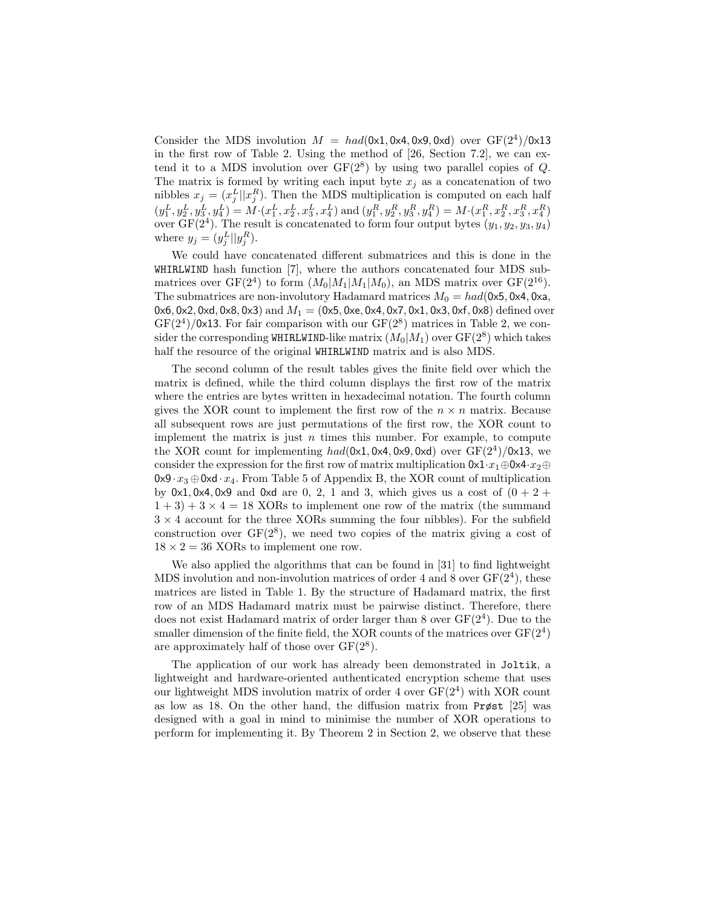Consider the MDS involution $M = had(\mathtt{0x1}, \mathtt{0x4}, \mathtt{0x9}, \mathtt{0xd})$ over $\mathrm{GF}(2^4)/\mathtt{0x13}$ in the first row of Table 2. Using the method of [26, Section 7.2], we can extend it to a MDS involution over $\mathrm{GF}(2^8)$ by using two parallel copies of $Q$. The matrix is formed by writing each input byte $x_j$ as a concatenation of two nibbles $x_j = (x_j^L || x_j^R)$. Then the MDS multiplication is computed on each half $(y_1^L, y_2^L, y_3^L, y_4^L) = M \cdot (x_1^L, x_2^L, x_3^L, x_4^L)$ and $(y_1^R, y_2^R, y_3^R, y_4^R) = M \cdot (x_1^R, x_2^R, x_3^R, x_4^R)$ over $\mathrm{GF}(2^4)$. The result is concatenated to form four output bytes $(y_1, y_2, y_3, y_4)$ where $y_j = (y_j^L || y_j^R)$.

We could have concatenated different submatrices and this is done in the WHIRLWIND hash function [7], where the authors concatenated four MDS submatrices over $\mathrm{GF}(2^4)$ to form $(M_0|M_1|M_1|M_0)$, an MDS matrix over $\mathrm{GF}(2^{16})$. The submatrices are non-involutory Hadamard matrices $M_0 = had(\mathtt{0x5}, \mathtt{0x4}, \mathtt{0xa}, \mathtt{0x6}, \mathtt{0x2}, \mathtt{0xd}, \mathtt{0x8}, \mathtt{0x3})$ and $M_1 = (\mathtt{0x5}, \mathtt{0xe}, \mathtt{0x4}, \mathtt{0x7}, \mathtt{0x1}, \mathtt{0x3}, \mathtt{0xf}, \mathtt{0x8})$ defined over $\mathrm{GF}(2^4)/\mathtt{0x13}$. For fair comparison with our $\mathrm{GF}(2^8)$ matrices in Table 2, we consider the corresponding WHIRLWIND-like matrix $(M_0|M_1)$ over $\mathrm{GF}(2^8)$ which takes half the resource of the original WHIRLWIND matrix and is also MDS.

The second column of the result tables gives the finite field over which the matrix is defined, while the third column displays the first row of the matrix where the entries are bytes written in hexadecimal notation. The fourth column gives the XOR count to implement the first row of the $n \times n$ matrix. Because all subsequent rows are just permutations of the first row, the XOR count to implement the matrix is just $n$ times this number. For example, to compute the XOR count for implementing $had(\mathtt{0x1}, \mathtt{0x4}, \mathtt{0x9}, \mathtt{0xd})$ over $\mathrm{GF}(2^4)/\mathtt{0x13}$, we consider the expression for the first row of matrix multiplication $\mathtt{0x1} \cdot x_1 \oplus \mathtt{0x4} \cdot x_2 \oplus \mathtt{0x9} \cdot x_3 \oplus \mathtt{0xd} \cdot x_4$. From Table 5 of Appendix B, the XOR count of multiplication by $\mathtt{0x1}, \mathtt{0x4}, \mathtt{0x9}$ and $\mathtt{0xd}$ are 0, 2, 1 and 3, which gives us a cost of $(0 + 2 + 1 + 3) + 3 \times 4 = 18$ XORs to implement one row of the matrix (the summand $3 \times 4$ account for the three XORs summing the four nibbles). For the subfield construction over $\mathrm{GF}(2^8)$, we need two copies of the matrix giving a cost of $18 \times 2 = 36$ XORs to implement one row.

We also applied the algorithms that can be found in [31] to find lightweight MDS involution and non-involution matrices of order 4 and 8 over $\mathrm{GF}(2^4)$, these matrices are listed in Table 1. By the structure of Hadamard matrix, the first row of an MDS Hadamard matrix must be pairwise distinct. Therefore, there does not exist Hadamard matrix of order larger than 8 over $\mathrm{GF}(2^4)$. Due to the smaller dimension of the finite field, the XOR counts of the matrices over $\mathrm{GF}(2^4)$ are approximately half of those over $\mathrm{GF}(2^8)$.

The application of our work has already been demonstrated in Joltik, a lightweight and hardware-oriented authenticated encryption scheme that uses our lightweight MDS involution matrix of order 4 over $\mathrm{GF}(2^4)$ with XOR count as low as 18. On the other hand, the diffusion matrix from Prøst [25] was designed with a goal in mind to minimise the number of XOR operations to perform for implementing it. By Theorem 2 in Section 2, we observe that these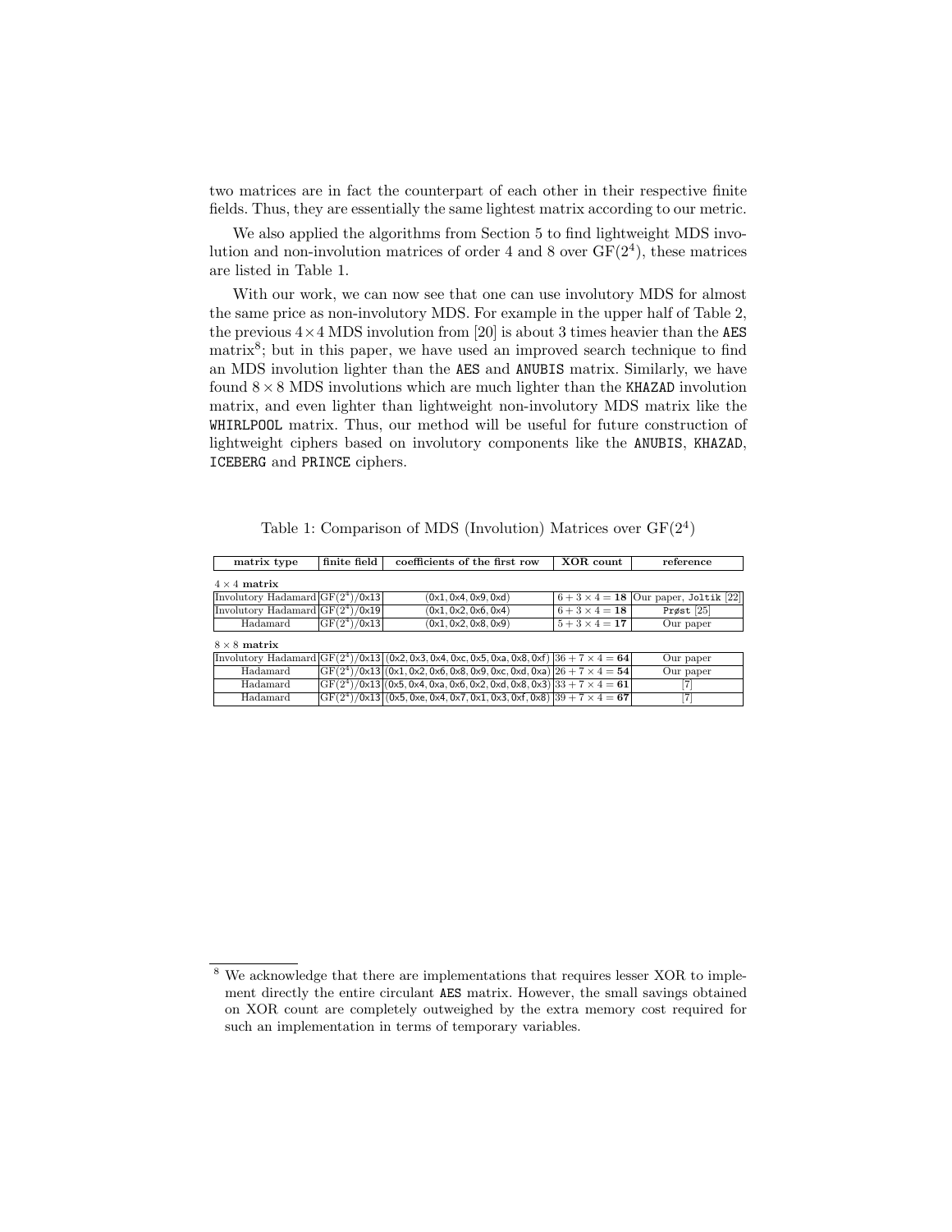two matrices are in fact the counterpart of each other in their respective finite fields. Thus, they are essentially the same lightest matrix according to our metric.

We also applied the algorithms from Section 5 to find lightweight MDS involution and non-involution matrices of order 4 and 8 over $\mathrm{GF}(2^4)$, these matrices are listed in Table 1.

With our work, we can now see that one can use involutory MDS for almost the same price as non-involutory MDS. For example in the upper half of Table 2, the previous $4\times4$ MDS involution from [20] is about 3 times heavier than the AES matrix[8]; but in this paper, we have used an improved search technique to find an MDS involution lighter than the AES and ANUBIS matrix. Similarly, we have found $8\times8$ MDS involutions which are much lighter than the KHAZAD involution matrix, and even lighter than lightweight non-involutory MDS matrix like the WHIRLPOOL matrix. Thus, our method will be useful for future construction of lightweight ciphers based on involutory components like the ANUBIS, KHAZAD, ICEBERG and PRINCE ciphers.

Table 1: Comparison of MDS (Involution) Matrices over $\mathrm{GF}(2^4)$

| matrix type | finite field | coefficients of the first row | XOR count | reference |
|---|---|---|---|---|
| $4\times4$ **matrix** | | | | |
| Involutory Hadamard | $\mathrm{GF}(2^4)$/0x13 | (0x1, 0x4, 0x9, 0xd) | $6+3\times4=\mathbf{18}$ | Our paper, Joltik [22] |
| Involutory Hadamard | $\mathrm{GF}(2^4)$/0x19 | (0x1, 0x2, 0x6, 0x4) | $6+3\times4=\mathbf{18}$ | Prøst [25] |
| Hadamard | $\mathrm{GF}(2^4)$/0x13 | (0x1, 0x2, 0x8, 0x9) | $5+3\times4=\mathbf{17}$ | Our paper |
| $8\times8$ **matrix** | | | | |
| Involutory Hadamard | $\mathrm{GF}(2^4)$/0x13 | (0x2, 0x3, 0x4, 0xc, 0x5, 0xa, 0x8, 0xf) | $36+7\times4=\mathbf{64}$ | Our paper |
| Hadamard | $\mathrm{GF}(2^4)$/0x13 | (0x1, 0x2, 0x6, 0x8, 0x9, 0xc, 0xd, 0xa) | $26+7\times4=\mathbf{54}$ | Our paper |
| Hadamard | $\mathrm{GF}(2^4)$/0x13 | (0x5, 0x4, 0xa, 0x6, 0x2, 0xd, 0x8, 0x3) | $33+7\times4=\mathbf{61}$ | [7] |
| Hadamard | $\mathrm{GF}(2^4)$/0x13 | (0x5, 0xe, 0x4, 0x7, 0x1, 0x3, 0xf, 0x8) | $39+7\times4=\mathbf{67}$ | [7] |

[8] We acknowledge that there are implementations that requires lesser XOR to implement directly the entire circulant AES matrix. However, the small savings obtained on XOR count are completely outweighed by the extra memory cost required for such an implementation in terms of temporary variables.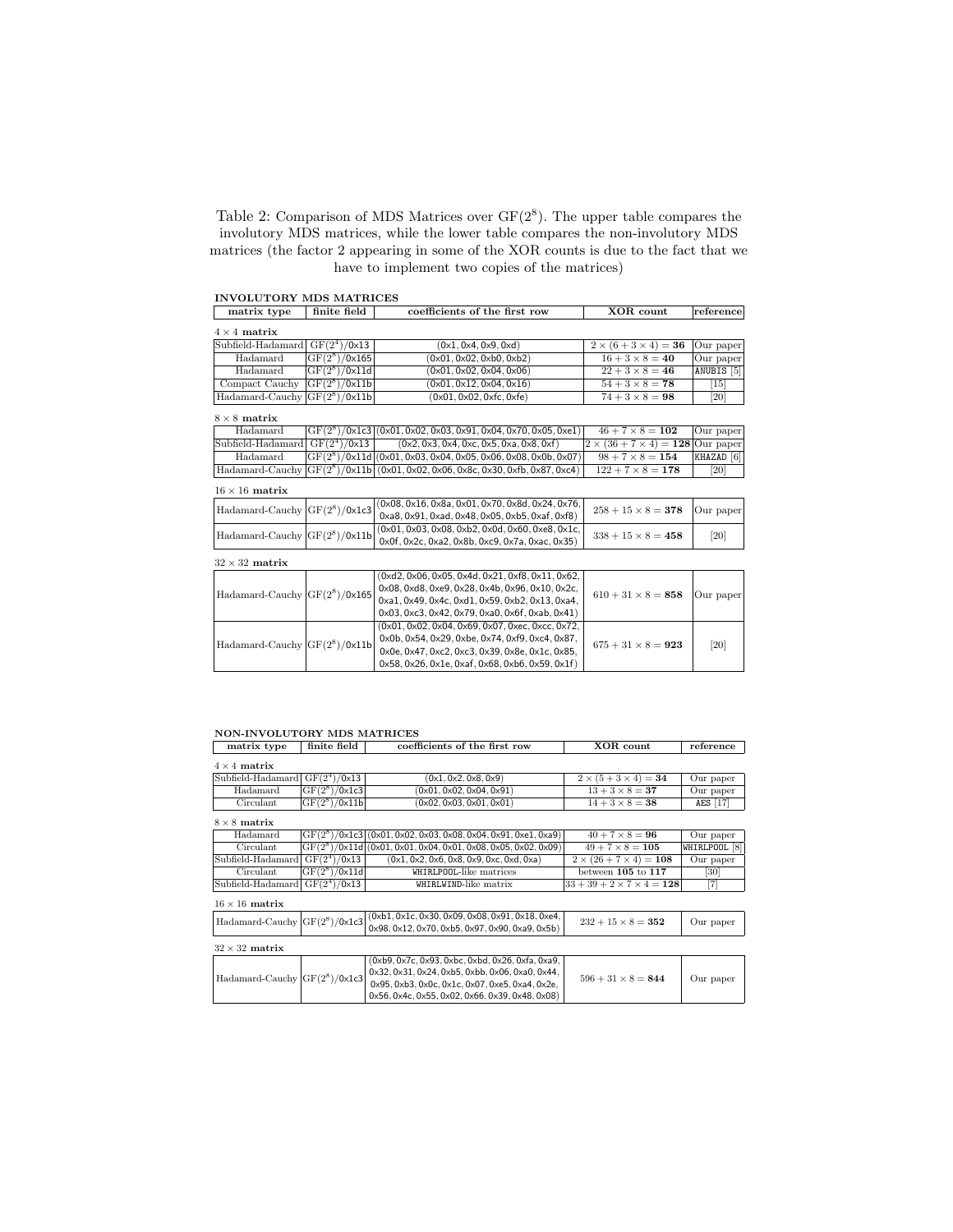Table 2: Comparison of MDS Matrices over $GF(2^8)$. The upper table compares the involutory MDS matrices, while the lower table compares the non-involutory MDS matrices (the factor 2 appearing in some of the XOR counts is due to the fact that we have to implement two copies of the matrices)

**INVOLUTORY MDS MATRICES**

| matrix type | finite field | coefficients of the first row | XOR count | reference |
|---|---|---|---|---|
| **4 × 4 matrix** | | | | |
| Subfield-Hadamard | $GF(2^4)$/0x13 | (0x1, 0x4, 0x9, 0xd) | $2 \times (6 + 3 \times 4) = \mathbf{36}$ | Our paper |
| Hadamard | $GF(2^8)$/0x165 | (0x01, 0x02, 0xb0, 0xb2) | $16 + 3 \times 8 = \mathbf{40}$ | Our paper |
| Hadamard | $GF(2^8)$/0x11d | (0x01, 0x02, 0x04, 0x06) | $22 + 3 \times 8 = \mathbf{46}$ | ANUBIS [5] |
| Compact Cauchy | $GF(2^8)$/0x11b | (0x01, 0x12, 0x04, 0x16) | $54 + 3 \times 8 = \mathbf{78}$ | [15] |
| Hadamard-Cauchy | $GF(2^8)$/0x11b | (0x01, 0x02, 0xfc, 0xfe) | $74 + 3 \times 8 = \mathbf{98}$ | [20] |
| **8 × 8 matrix** | | | | |
| Hadamard | $GF(2^8)$/0x1c3 | (0x01, 0x02, 0x03, 0x91, 0x04, 0x70, 0x05, 0xe1) | $46 + 7 \times 8 = \mathbf{102}$ | Our paper |
| Subfield-Hadamard | $GF(2^4)$/0x13 | (0x2, 0x3, 0x4, 0xc, 0x5, 0xa, 0x8, 0xf) | $2 \times (36 + 7 \times 4) = \mathbf{128}$ | Our paper |
| Hadamard | $GF(2^8)$/0x11d | (0x01, 0x03, 0x04, 0x05, 0x06, 0x08, 0x0b, 0x07) | $98 + 7 \times 8 = \mathbf{154}$ | KHAZAD [6] |
| Hadamard-Cauchy | $GF(2^8)$/0x11b | (0x01, 0x02, 0x06, 0x8c, 0x30, 0xfb, 0x87, 0xc4) | $122 + 7 \times 8 = \mathbf{178}$ | [20] |
| **16 × 16 matrix** | | | | |
| Hadamard-Cauchy | $GF(2^8)$/0x1c3 | (0x08, 0x16, 0x8a, 0x01, 0x70, 0x8d, 0x24, 0x76, 0xa8, 0x91, 0xad, 0x48, 0x05, 0xb5, 0xaf, 0xf8) | $258 + 15 \times 8 = \mathbf{378}$ | Our paper |
| Hadamard-Cauchy | $GF(2^8)$/0x11b | (0x01, 0x03, 0x08, 0xb2, 0x0d, 0x60, 0xe8, 0x1c, 0x0f, 0x2c, 0xa2, 0x8b, 0xc9, 0x7a, 0xac, 0x35) | $338 + 15 \times 8 = \mathbf{458}$ | [20] |
| **32 × 32 matrix** | | | | |
| Hadamard-Cauchy | $GF(2^8)$/0x165 | (0xd2, 0x06, 0x05, 0x4d, 0x21, 0xf8, 0x11, 0x62, 0x08, 0xd8, 0xe9, 0x28, 0x4b, 0x96, 0x10, 0x2c, 0xa1, 0x49, 0x4c, 0xd1, 0x59, 0xb2, 0x13, 0xa4, 0x03, 0xc3, 0x42, 0x79, 0xa0, 0x6f, 0xab, 0x41) | $610 + 31 \times 8 = \mathbf{858}$ | Our paper |
| Hadamard-Cauchy | $GF(2^8)$/0x11b | (0x01, 0x02, 0x04, 0x69, 0x07, 0xec, 0xcc, 0x72, 0x0b, 0x54, 0x29, 0xbe, 0x74, 0xf9, 0xc4, 0x87, 0x0e, 0x47, 0xc2, 0xc3, 0x39, 0x8e, 0x1c, 0x85, 0x58, 0x26, 0x1e, 0xaf, 0x68, 0xb6, 0x59, 0x1f) | $675 + 31 \times 8 = \mathbf{923}$ | [20] |

**NON-INVOLUTORY MDS MATRICES**

| matrix type | finite field | coefficients of the first row | XOR count | reference |
|---|---|---|---|---|
| **4 × 4 matrix** | | | | |
| Subfield-Hadamard | $GF(2^4)$/0x13 | (0x1, 0x2, 0x8, 0x9) | $2 \times (5 + 3 \times 4) = \mathbf{34}$ | Our paper |
| Hadamard | $GF(2^8)$/0x1c3 | (0x01, 0x02, 0x04, 0x91) | $13 + 3 \times 8 = \mathbf{37}$ | Our paper |
| Circulant | $GF(2^8)$/0x11b | (0x02, 0x03, 0x01, 0x01) | $14 + 3 \times 8 = \mathbf{38}$ | AES [17] |
| **8 × 8 matrix** | | | | |
| Hadamard | $GF(2^8)$/0x1c3 | (0x01, 0x02, 0x03, 0x08, 0x04, 0x91, 0xe1, 0xa9) | $40 + 7 \times 8 = \mathbf{96}$ | Our paper |
| Circulant | $GF(2^8)$/0x11d | (0x01, 0x01, 0x04, 0x01, 0x08, 0x05, 0x02, 0x09) | $49 + 7 \times 8 = \mathbf{105}$ | WHIRLPOOL [8] |
| Subfield-Hadamard | $GF(2^4)$/0x13 | (0x1, 0x2, 0x6, 0x8, 0x9, 0xc, 0xd, 0xa) | $2 \times (26 + 7 \times 4) = \mathbf{108}$ | Our paper |
| Circulant | $GF(2^8)$/0x11d | WHIRLPOOL-like matrices | between **105** to **117** | [30] |
| Subfield-Hadamard | $GF(2^4)$/0x13 | WHIRLWIND-like matrix | $33 + 39 + 2 \times 7 \times 4 = \mathbf{128}$ | [7] |
| **16 × 16 matrix** | | | | |
| Hadamard-Cauchy | $GF(2^8)$/0x1c3 | (0xb1, 0x1c, 0x30, 0x09, 0x08, 0x91, 0x18, 0xe4, 0x98, 0x12, 0x70, 0xb5, 0x97, 0x90, 0xa9, 0x5b) | $232 + 15 \times 8 = \mathbf{352}$ | Our paper |
| **32 × 32 matrix** | | | | |
| Hadamard-Cauchy | $GF(2^8)$/0x1c3 | (0xb9, 0x7c, 0x93, 0xbc, 0xbd, 0x26, 0xfa, 0xa9, 0x32, 0x31, 0x24, 0xb5, 0xbb, 0x06, 0xa0, 0x44, 0x95, 0xb3, 0x0c, 0x1c, 0x07, 0xe5, 0xa4, 0x2e, 0x56, 0x4c, 0x55, 0x02, 0x66, 0x39, 0x48, 0x08) | $596 + 31 \times 8 = \mathbf{844}$ | Our paper |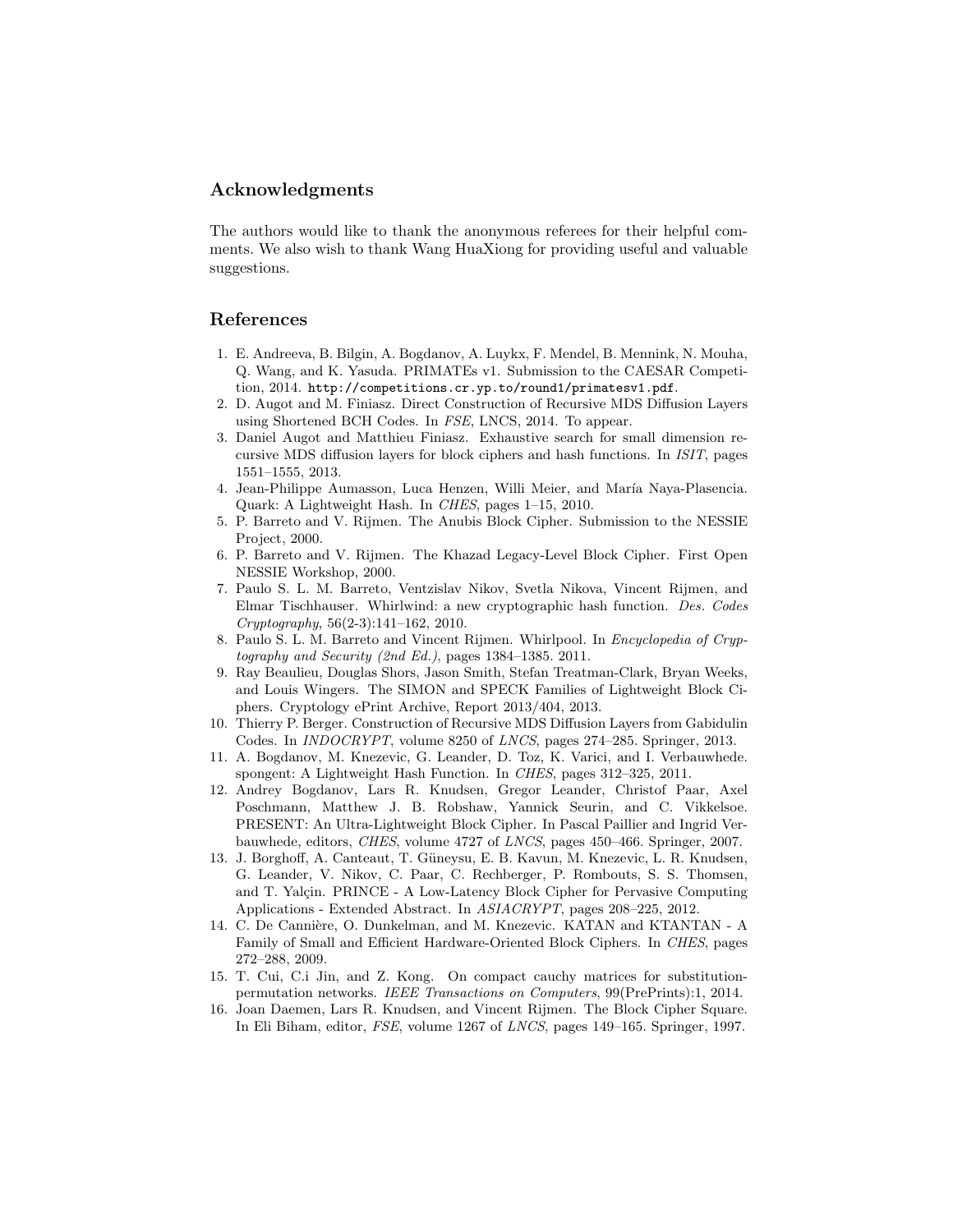## Acknowledgments

The authors would like to thank the anonymous referees for their helpful comments. We also wish to thank Wang HuaXiong for providing useful and valuable suggestions.

## References

1. E. Andreeva, B. Bilgin, A. Bogdanov, A. Luykx, F. Mendel, B. Mennink, N. Mouha, Q. Wang, and K. Yasuda. PRIMATEs v1. Submission to the CAESAR Competition, 2014. `http://competitions.cr.yp.to/round1/primatesv1.pdf`.
2. D. Augot and M. Finiasz. Direct Construction of Recursive MDS Diffusion Layers using Shortened BCH Codes. In *FSE*, LNCS, 2014. To appear.
3. Daniel Augot and Matthieu Finiasz. Exhaustive search for small dimension recursive MDS diffusion layers for block ciphers and hash functions. In *ISIT*, pages 1551–1555, 2013.
4. Jean-Philippe Aumasson, Luca Henzen, Willi Meier, and María Naya-Plasencia. Quark: A Lightweight Hash. In *CHES*, pages 1–15, 2010.
5. P. Barreto and V. Rijmen. The Anubis Block Cipher. Submission to the NESSIE Project, 2000.
6. P. Barreto and V. Rijmen. The Khazad Legacy-Level Block Cipher. First Open NESSIE Workshop, 2000.
7. Paulo S. L. M. Barreto, Ventzislav Nikov, Svetla Nikova, Vincent Rijmen, and Elmar Tischhauser. Whirlwind: a new cryptographic hash function. *Des. Codes Cryptography*, 56(2-3):141–162, 2010.
8. Paulo S. L. M. Barreto and Vincent Rijmen. Whirlpool. In *Encyclopedia of Cryptography and Security (2nd Ed.)*, pages 1384–1385. 2011.
9. Ray Beaulieu, Douglas Shors, Jason Smith, Stefan Treatman-Clark, Bryan Weeks, and Louis Wingers. The SIMON and SPECK Families of Lightweight Block Ciphers. Cryptology ePrint Archive, Report 2013/404, 2013.
10. Thierry P. Berger. Construction of Recursive MDS Diffusion Layers from Gabidulin Codes. In *INDOCRYPT*, volume 8250 of *LNCS*, pages 274–285. Springer, 2013.
11. A. Bogdanov, M. Knezevic, G. Leander, D. Toz, K. Varici, and I. Verbauwhede. spongent: A Lightweight Hash Function. In *CHES*, pages 312–325, 2011.
12. Andrey Bogdanov, Lars R. Knudsen, Gregor Leander, Christof Paar, Axel Poschmann, Matthew J. B. Robshaw, Yannick Seurin, and C. Vikkelsoe. PRESENT: An Ultra-Lightweight Block Cipher. In Pascal Paillier and Ingrid Verbauwhede, editors, *CHES*, volume 4727 of *LNCS*, pages 450–466. Springer, 2007.
13. J. Borghoff, A. Canteaut, T. Güneysu, E. B. Kavun, M. Knezevic, L. R. Knudsen, G. Leander, V. Nikov, C. Paar, C. Rechberger, P. Rombouts, S. S. Thomsen, and T. Yalçin. PRINCE - A Low-Latency Block Cipher for Pervasive Computing Applications - Extended Abstract. In *ASIACRYPT*, pages 208–225, 2012.
14. C. De Cannière, O. Dunkelman, and M. Knezevic. KATAN and KTANTAN - A Family of Small and Efficient Hardware-Oriented Block Ciphers. In *CHES*, pages 272–288, 2009.
15. T. Cui, C.i Jin, and Z. Kong. On compact cauchy matrices for substitution-permutation networks. *IEEE Transactions on Computers*, 99(PrePrints):1, 2014.
16. Joan Daemen, Lars R. Knudsen, and Vincent Rijmen. The Block Cipher Square. In Eli Biham, editor, *FSE*, volume 1267 of *LNCS*, pages 149–165. Springer, 1997.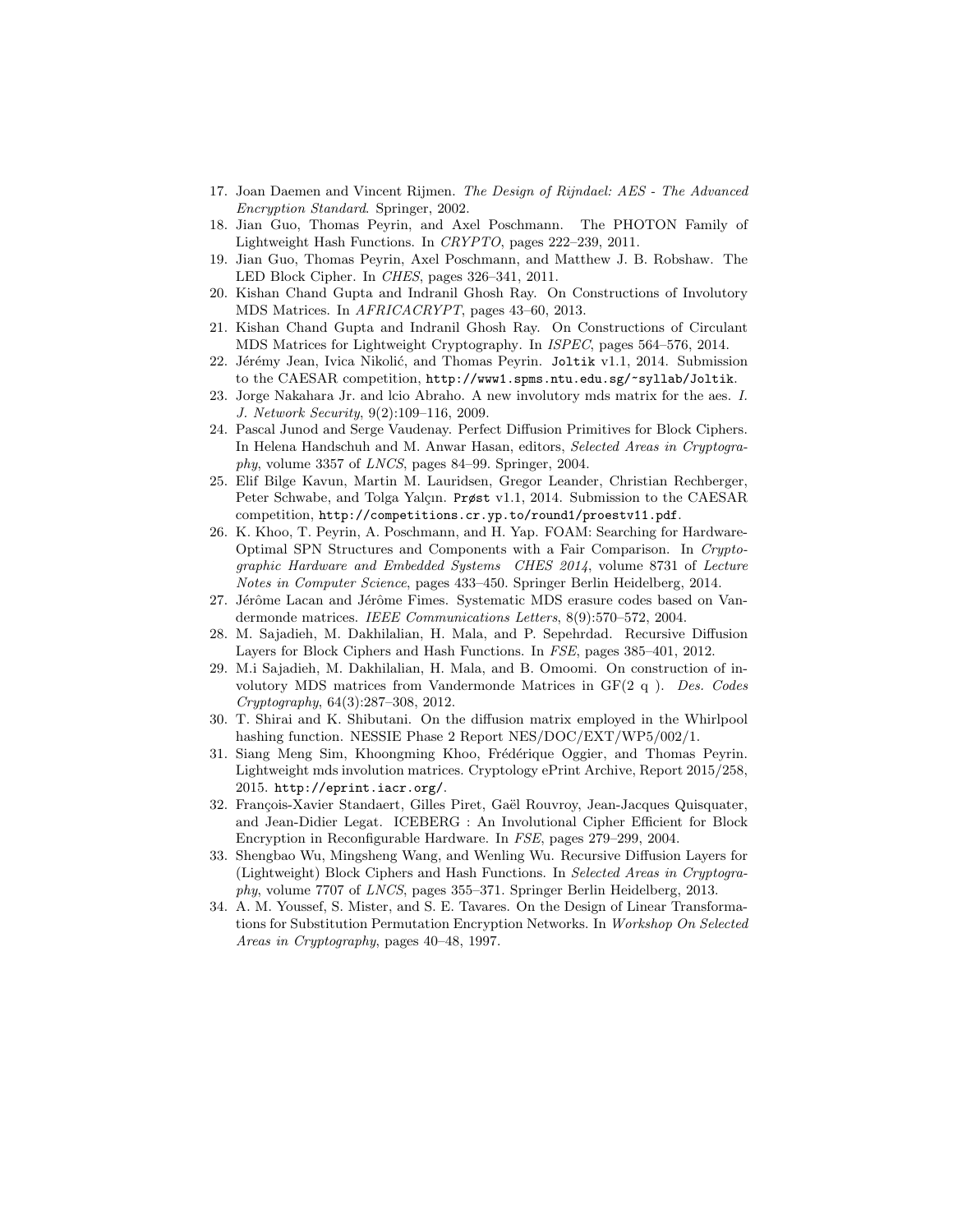17. Joan Daemen and Vincent Rijmen. *The Design of Rijndael: AES - The Advanced Encryption Standard*. Springer, 2002.
18. Jian Guo, Thomas Peyrin, and Axel Poschmann. The PHOTON Family of Lightweight Hash Functions. In *CRYPTO*, pages 222–239, 2011.
19. Jian Guo, Thomas Peyrin, Axel Poschmann, and Matthew J. B. Robshaw. The LED Block Cipher. In *CHES*, pages 326–341, 2011.
20. Kishan Chand Gupta and Indranil Ghosh Ray. On Constructions of Involutory MDS Matrices. In *AFRICACRYPT*, pages 43–60, 2013.
21. Kishan Chand Gupta and Indranil Ghosh Ray. On Constructions of Circulant MDS Matrices for Lightweight Cryptography. In *ISPEC*, pages 564–576, 2014.
22. Jérémy Jean, Ivica Nikolić, and Thomas Peyrin. `Joltik` v1.1, 2014. Submission to the CAESAR competition, `http://www1.spms.ntu.edu.sg/~syllab/Joltik`.
23. Jorge Nakahara Jr. and lcio Abraho. A new involutory mds matrix for the aes. *I. J. Network Security*, 9(2):109–116, 2009.
24. Pascal Junod and Serge Vaudenay. Perfect Diffusion Primitives for Block Ciphers. In Helena Handschuh and M. Anwar Hasan, editors, *Selected Areas in Cryptography*, volume 3357 of *LNCS*, pages 84–99. Springer, 2004.
25. Elif Bilge Kavun, Martin M. Lauridsen, Gregor Leander, Christian Rechberger, Peter Schwabe, and Tolga Yalçın. `Prøst` v1.1, 2014. Submission to the CAESAR competition, `http://competitions.cr.yp.to/round1/proestv11.pdf`.
26. K. Khoo, T. Peyrin, A. Poschmann, and H. Yap. FOAM: Searching for Hardware-Optimal SPN Structures and Components with a Fair Comparison. In *Cryptographic Hardware and Embedded Systems CHES 2014*, volume 8731 of *Lecture Notes in Computer Science*, pages 433–450. Springer Berlin Heidelberg, 2014.
27. Jérôme Lacan and Jérôme Fimes. Systematic MDS erasure codes based on Vandermonde matrices. *IEEE Communications Letters*, 8(9):570–572, 2004.
28. M. Sajadieh, M. Dakhilalian, H. Mala, and P. Sepehrdad. Recursive Diffusion Layers for Block Ciphers and Hash Functions. In *FSE*, pages 385–401, 2012.
29. M.i Sajadieh, M. Dakhilalian, H. Mala, and B. Omoomi. On construction of involutory MDS matrices from Vandermonde Matrices in GF(2 q ). *Des. Codes Cryptography*, 64(3):287–308, 2012.
30. T. Shirai and K. Shibutani. On the diffusion matrix employed in the Whirlpool hashing function. NESSIE Phase 2 Report NES/DOC/EXT/WP5/002/1.
31. Siang Meng Sim, Khoongming Khoo, Frédérique Oggier, and Thomas Peyrin. Lightweight mds involution matrices. Cryptology ePrint Archive, Report 2015/258, 2015. `http://eprint.iacr.org/`.
32. François-Xavier Standaert, Gilles Piret, Gaël Rouvroy, Jean-Jacques Quisquater, and Jean-Didier Legat. ICEBERG : An Involutional Cipher Efficient for Block Encryption in Reconfigurable Hardware. In *FSE*, pages 279–299, 2004.
33. Shengbao Wu, Mingsheng Wang, and Wenling Wu. Recursive Diffusion Layers for (Lightweight) Block Ciphers and Hash Functions. In *Selected Areas in Cryptography*, volume 7707 of *LNCS*, pages 355–371. Springer Berlin Heidelberg, 2013.
34. A. M. Youssef, S. Mister, and S. E. Tavares. On the Design of Linear Transformations for Substitution Permutation Encryption Networks. In *Workshop On Selected Areas in Cryptography*, pages 40–48, 1997.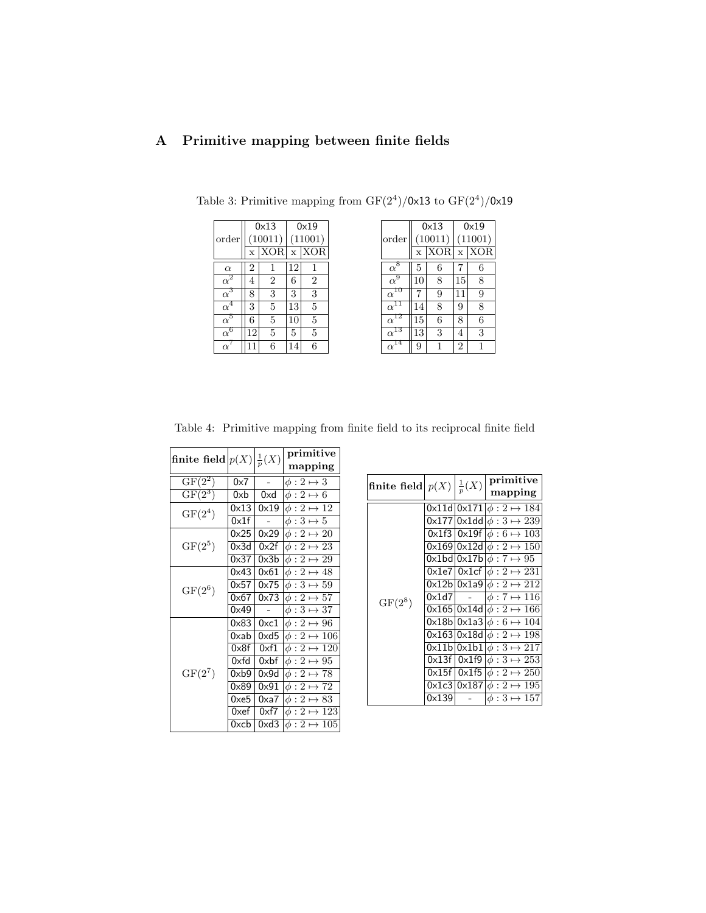## A Primitive mapping between finite fields

Table 3: Primitive mapping from $\mathrm{GF}(2^4)$/0x13 to $\mathrm{GF}(2^4)$/0x19

| order | 0x13 (10011) | | 0x19 (11001) | |
|---|---|---|---|---|
| | x | XOR | x | XOR |
| $\alpha$ | 2 | 1 | 12 | 1 |
| $\alpha^2$ | 4 | 2 | 6 | 2 |
| $\alpha^3$ | 8 | 3 | 3 | 3 |
| $\alpha^4$ | 3 | 5 | 13 | 5 |
| $\alpha^5$ | 6 | 5 | 10 | 5 |
| $\alpha^6$ | 12 | 5 | 5 | 5 |
| $\alpha^7$ | 11 | 6 | 14 | 6 |

| order | 0x13 (10011) | | 0x19 (11001) | |
|---|---|---|---|---|
| | x | XOR | x | XOR |
| $\alpha^8$ | 5 | 6 | 7 | 6 |
| $\alpha^9$ | 10 | 8 | 15 | 8 |
| $\alpha^{10}$ | 7 | 9 | 11 | 9 |
| $\alpha^{11}$ | 14 | 8 | 9 | 8 |
| $\alpha^{12}$ | 15 | 6 | 8 | 6 |
| $\alpha^{13}$ | 13 | 3 | 4 | 3 |
| $\alpha^{14}$ | 9 | 1 | 2 | 1 |

Table 4: Primitive mapping from finite field to its reciprocal finite field

| finite field | $p(X)$ | $\frac{1}{p}(X)$ | primitive mapping |
|---|---|---|---|
| $\mathrm{GF}(2^2)$ | 0x7 | - | $\phi : 2 \mapsto 3$ |
| $\mathrm{GF}(2^3)$ | 0xb | 0xd | $\phi : 2 \mapsto 6$ |
| $\mathrm{GF}(2^4)$ | 0x13 | 0x19 | $\phi : 2 \mapsto 12$ |
| | 0x1f | - | $\phi : 3 \mapsto 5$ |
| $\mathrm{GF}(2^5)$ | 0x25 | 0x29 | $\phi : 2 \mapsto 20$ |
| | 0x3d | 0x2f | $\phi : 2 \mapsto 23$ |
| | 0x37 | 0x3b | $\phi : 2 \mapsto 29$ |
| $\mathrm{GF}(2^6)$ | 0x43 | 0x61 | $\phi : 2 \mapsto 48$ |
| | 0x57 | 0x75 | $\phi : 3 \mapsto 59$ |
| | 0x67 | 0x73 | $\phi : 2 \mapsto 57$ |
| | 0x49 | - | $\phi : 3 \mapsto 37$ |
| $\mathrm{GF}(2^7)$ | 0x83 | 0xc1 | $\phi : 2 \mapsto 96$ |
| | 0xab | 0xd5 | $\phi : 2 \mapsto 106$ |
| | 0x8f | 0xf1 | $\phi : 2 \mapsto 120$ |
| | 0xfd | 0xbf | $\phi : 2 \mapsto 95$ |
| | 0xb9 | 0x9d | $\phi : 2 \mapsto 78$ |
| | 0x89 | 0x91 | $\phi : 2 \mapsto 72$ |
| | 0xe5 | 0xa7 | $\phi : 2 \mapsto 83$ |
| | 0xef | 0xf7 | $\phi : 2 \mapsto 123$ |
| | 0xcb | 0xd3 | $\phi : 2 \mapsto 105$ |

| finite field | $p(X)$ | $\frac{1}{p}(X)$ | primitive mapping |
|---|---|---|---|
| $\mathrm{GF}(2^8)$ | 0x11d | 0x171 | $\phi : 2 \mapsto 184$ |
| | 0x177 | 0x1dd | $\phi : 3 \mapsto 239$ |
| | 0x1f3 | 0x19f | $\phi : 6 \mapsto 103$ |
| | 0x169 | 0x12d | $\phi : 2 \mapsto 150$ |
| | 0x1bd | 0x17b | $\phi : 7 \mapsto 95$ |
| | 0x1e7 | 0x1cf | $\phi : 2 \mapsto 231$ |
| | 0x12b | 0x1a9 | $\phi : 2 \mapsto 212$ |
| | 0x1d7 | - | $\phi : 7 \mapsto 116$ |
| | 0x165 | 0x14d | $\phi : 2 \mapsto 166$ |
| | 0x18b | 0x1a3 | $\phi : 6 \mapsto 104$ |
| | 0x163 | 0x18d | $\phi : 2 \mapsto 198$ |
| | 0x11b | 0x1b1 | $\phi : 3 \mapsto 217$ |
| | 0x13f | 0x1f9 | $\phi : 3 \mapsto 253$ |
| | 0x15f | 0x1f5 | $\phi : 2 \mapsto 250$ |
| | 0x1c3 | 0x187 | $\phi : 2 \mapsto 195$ |
| | 0x139 | - | $\phi : 3 \mapsto 157$ |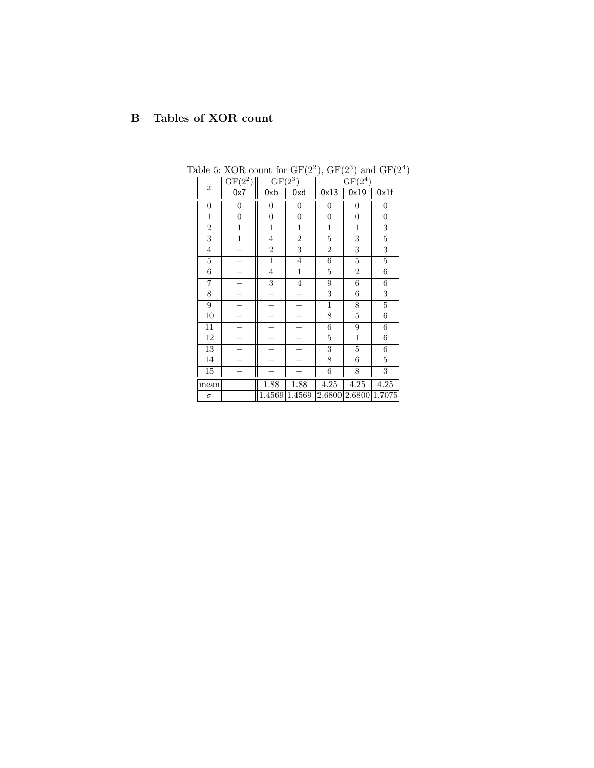# B Tables of XOR count

Table 5: XOR count for $GF(2^2)$, $GF(2^3)$ and $GF(2^4)$

| $x$ | $GF(2^2)$ | $GF(2^3)$ | | $GF(2^4)$ | | |
|---|---|---|---|---|---|---|
| | 0x7 | 0xb | 0xd | 0x13 | 0x19 | 0x1f |
| 0 | 0 | 0 | 0 | 0 | 0 | 0 |
| 1 | 0 | 0 | 0 | 0 | 0 | 0 |
| 2 | 1 | 1 | 1 | 1 | 1 | 3 |
| 3 | 1 | 4 | 2 | 5 | 3 | 5 |
| 4 | – | 2 | 3 | 2 | 3 | 3 |
| 5 | – | 1 | 4 | 6 | 5 | 5 |
| 6 | – | 4 | 1 | 5 | 2 | 6 |
| 7 | – | 3 | 4 | 9 | 6 | 6 |
| 8 | – | – | – | 3 | 6 | 3 |
| 9 | – | – | – | 1 | 8 | 5 |
| 10 | – | – | – | 8 | 5 | 6 |
| 11 | – | – | – | 6 | 9 | 6 |
| 12 | – | – | – | 5 | 1 | 6 |
| 13 | – | – | – | 3 | 5 | 6 |
| 14 | – | – | – | 8 | 6 | 5 |
| 15 | – | – | – | 6 | 8 | 3 |
| mean | | 1.88 | 1.88 | 4.25 | 4.25 | 4.25 |
| $\sigma$ | | 1.4569 | 1.4569 | 2.6800 | 2.6800 | 1.7075 |